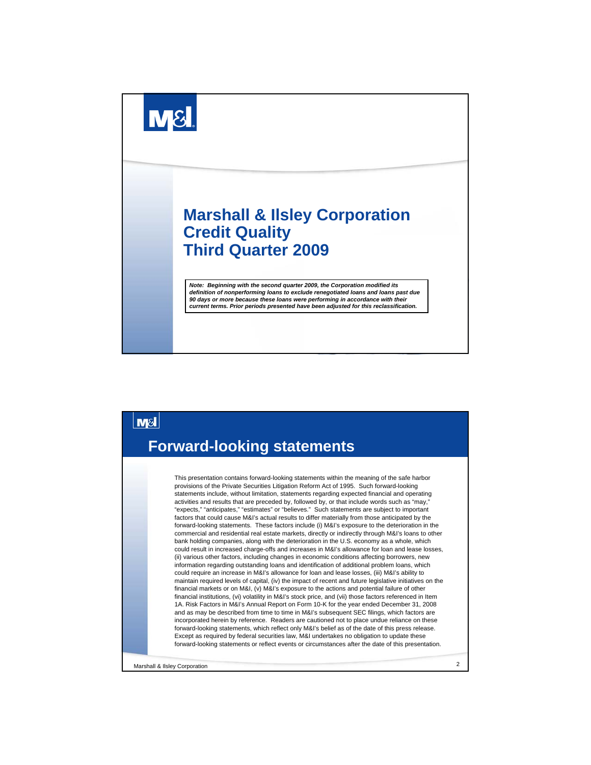# Marshall & Ilsley Corporation
# Credit Quality
# Third Quarter 2009

***Note: Beginning with the second quarter 2009, the Corporation modified its definition of nonperforming loans to exclude renegotiated loans and loans past due 90 days or more because these loans were performing in accordance with their current terms. Prior periods presented have been adjusted for this reclassification.***

## Forward-looking statements

This presentation contains forward-looking statements within the meaning of the safe harbor provisions of the Private Securities Litigation Reform Act of 1995. Such forward-looking statements include, without limitation, statements regarding expected financial and operating activities and results that are preceded by, followed by, or that include words such as "may," "expects," "anticipates," "estimates" or "believes." Such statements are subject to important factors that could cause M&I's actual results to differ materially from those anticipated by the forward-looking statements. These factors include (i) M&I's exposure to the deterioration in the commercial and residential real estate markets, directly or indirectly through M&I's loans to other bank holding companies, along with the deterioration in the U.S. economy as a whole, which could result in increased charge-offs and increases in M&I's allowance for loan and lease losses, (ii) various other factors, including changes in economic conditions affecting borrowers, new information regarding outstanding loans and identification of additional problem loans, which could require an increase in M&I's allowance for loan and lease losses, (iii) M&I's ability to maintain required levels of capital, (iv) the impact of recent and future legislative initiatives on the financial markets or on M&I, (v) M&I's exposure to the actions and potential failure of other financial institutions, (vi) volatility in M&I's stock price, and (vii) those factors referenced in Item 1A. Risk Factors in M&I's Annual Report on Form 10-K for the year ended December 31, 2008 and as may be described from time to time in M&I's subsequent SEC filings, which factors are incorporated herein by reference. Readers are cautioned not to place undue reliance on these forward-looking statements, which reflect only M&I's belief as of the date of this press release. Except as required by federal securities law, M&I undertakes no obligation to update these forward-looking statements or reflect events or circumstances after the date of this presentation.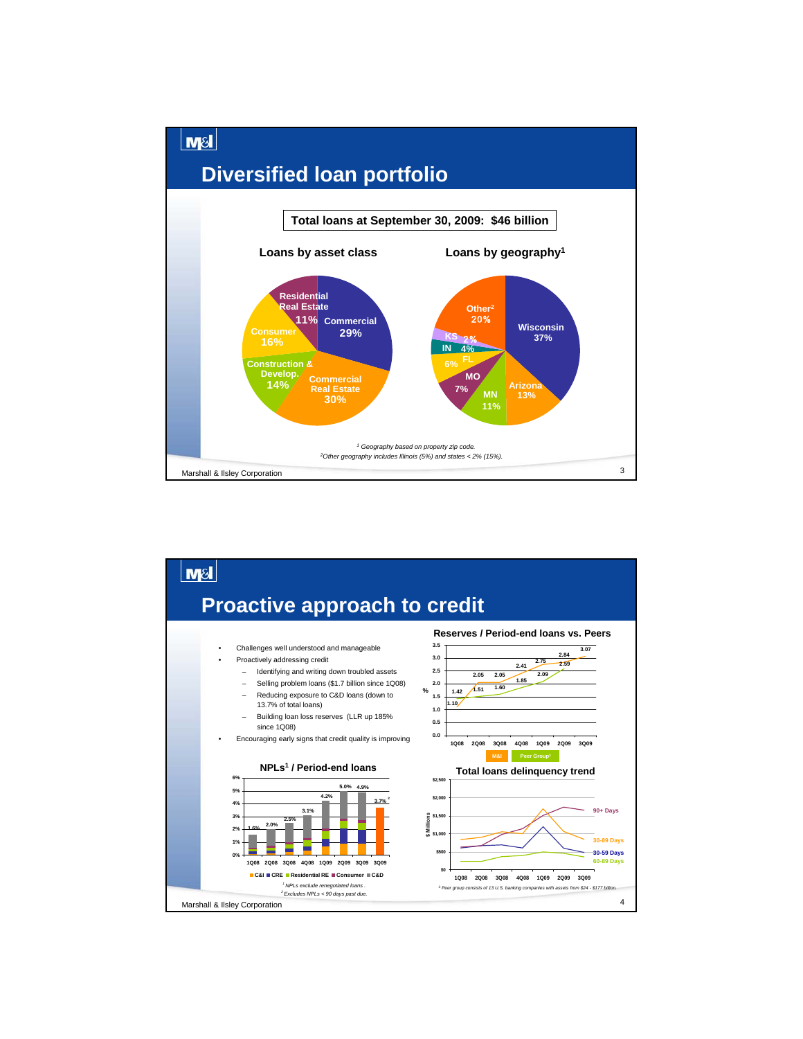# Diversified loan portfolio

**Total loans at September 30, 2009: $46 billion**

### Loans by asset class

| Asset class | Share |
| --- | --- |
| Commercial | 29% |
| Commercial Real Estate | 30% |
| Construction & Develop. | 14% |
| Consumer | 16% |
| Residential Real Estate | 11% |

### Loans by geography[1]

| Geography | Share |
| --- | --- |
| Wisconsin | 37% |
| Arizona | 13% |
| MN | 11% |
| MO | 7% |
| FL | 6% |
| IN | 4% |
| KS | 2% |
| Other[2] | 20% |

*[1] Geography based on property zip code.*
*[2] Other geography includes Illinois (5%) and states < 2% (15%).*

Marshall & Ilsley Corporation

# Proactive approach to credit

- Challenges well understood and manageable
- Proactively addressing credit
  - Identifying and writing down troubled assets
  - Selling problem loans ($1.7 billion since 1Q08)
  - Reducing exposure to C&D loans (down to 13.7% of total loans)
  - Building loan loss reserves (LLR up 185% since 1Q08)
- Encouraging early signs that credit quality is improving

### Reserves / Period-end loans vs. Peers

| | 1Q08 | 2Q08 | 3Q08 | 4Q08 | 1Q09 | 2Q09 | 3Q09 |
| --- | --- | --- | --- | --- | --- | --- | --- |
| M&I (%) | 1.10 | 2.05 | 2.05 | 2.41 | 2.75 | 2.84 | 3.07 |
| Peer Group[1] (%) | 1.42 | 1.51 | 1.60 | 1.85 | 2.09 | 2.59 | |

### NPLs[1] / Period-end loans

| | 1Q08 | 2Q08 | 3Q08 | 4Q08 | 1Q09 | 2Q09 | 3Q09 | 3Q09 |
| --- | --- | --- | --- | --- | --- | --- | --- | --- |
| NPLs / Period-end loans | 1.6% | 2.0% | 2.5% | 3.1% | 4.2% | 5.0% | 4.9% | 3.7%[2] |

C&I ■ CRE ■ Residential RE ■ Consumer ■ C&D

*[1] NPLs exclude renegotiated loans.*
*[2] Excludes NPLs < 90 days past due.*

### Total loans delinquency trend

($ Millions; 1Q08 – 3Q09; series: 90+ Days, 30-89 Days, 30-59 Days, 60-89 Days)

*[1] Peer group consists of 13 U.S. banking companies with assets from $24 - $177 billion.*

Marshall & Ilsley Corporation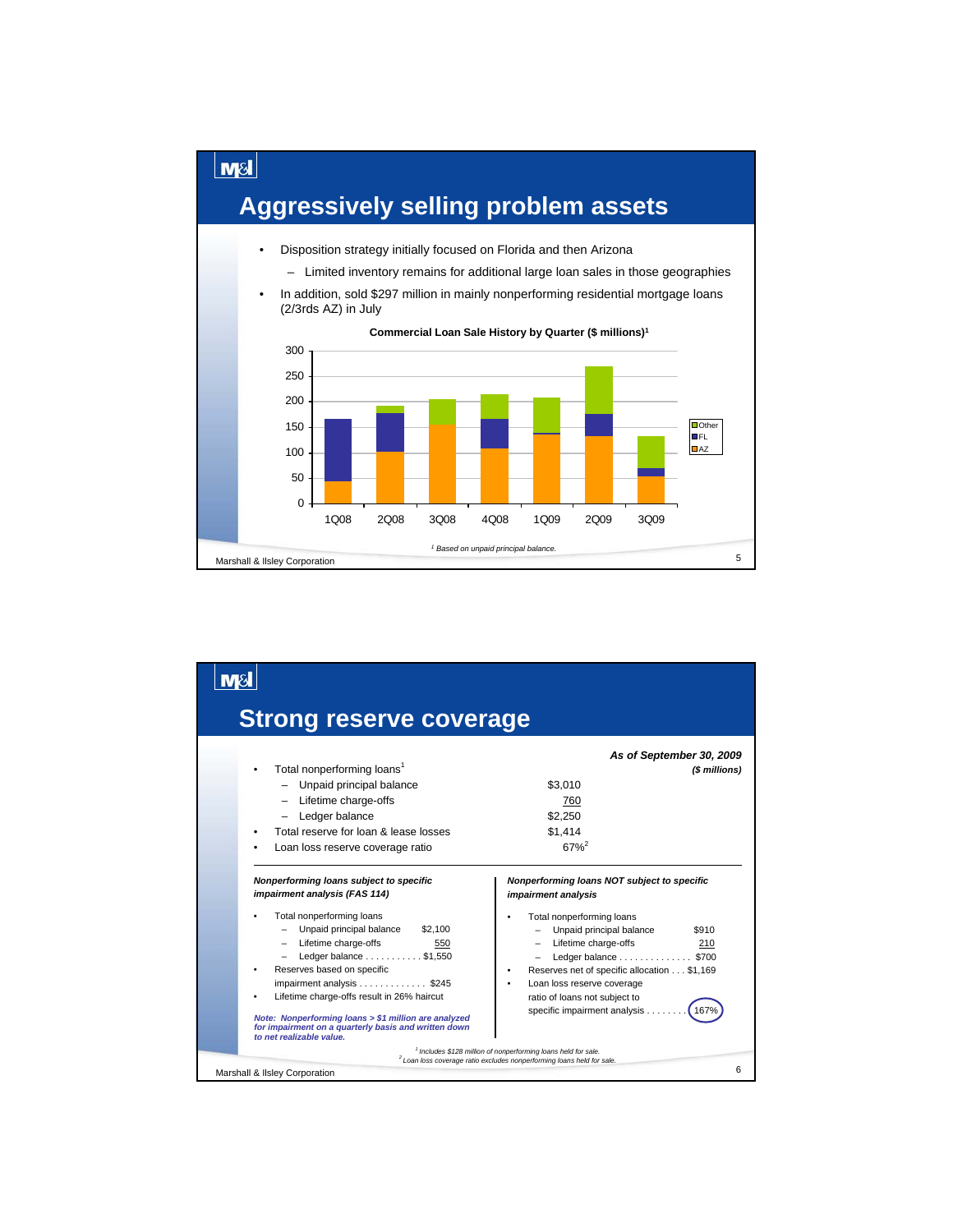# Aggressively selling problem assets

- Disposition strategy initially focused on Florida and then Arizona
  - Limited inventory remains for additional large loan sales in those geographies
- In addition, sold $297 million in mainly nonperforming residential mortgage loans (2/3rds AZ) in July

**Commercial Loan Sale History by Quarter ($ millions)[1]**

| Quarter | AZ | FL | Other |
|---|---|---|---|
| 1Q08 | ~45 | ~122 | 0 |
| 2Q08 | ~102 | ~75 | ~15 |
| 3Q08 | ~155 | 0 | ~50 |
| 4Q08 | ~108 | ~58 | ~48 |
| 1Q09 | ~137 | ~3 | ~68 |
| 2Q09 | ~132 | ~45 | ~93 |
| 3Q09 | ~53 | ~16 | ~63 |

[1] Based on unpaid principal balance.

# Strong reserve coverage

*As of September 30, 2009*
*($ millions)*

- Total nonperforming loans[1]
  - Unpaid principal balance $3,010
  - Lifetime charge-offs 760
  - Ledger balance $2,250
- Total reserve for loan & lease losses $1,414
- Loan loss reserve coverage ratio 67%[2]

***Nonperforming loans subject to specific impairment analysis (FAS 114)***

- Total nonperforming loans
  - Unpaid principal balance $2,100
  - Lifetime charge-offs 550
  - Ledger balance ........... $1,550
- Reserves based on specific impairment analysis ............. $245
- Lifetime charge-offs result in 26% haircut

***Note: Nonperforming loans > $1 million are analyzed for impairment on a quarterly basis and written down to net realizable value.***

***Nonperforming loans NOT subject to specific impairment analysis***

- Total nonperforming loans
  - Unpaid principal balance $910
  - Lifetime charge-offs 210
  - Ledger balance .............. $700
- Reserves net of specific allocation . . . $1,169
- Loan loss reserve coverage ratio of loans not subject to specific impairment analysis ........ 167%

[1] Includes $128 million of nonperforming loans held for sale.
[2] Loan loss coverage ratio excludes nonperforming loans held for sale.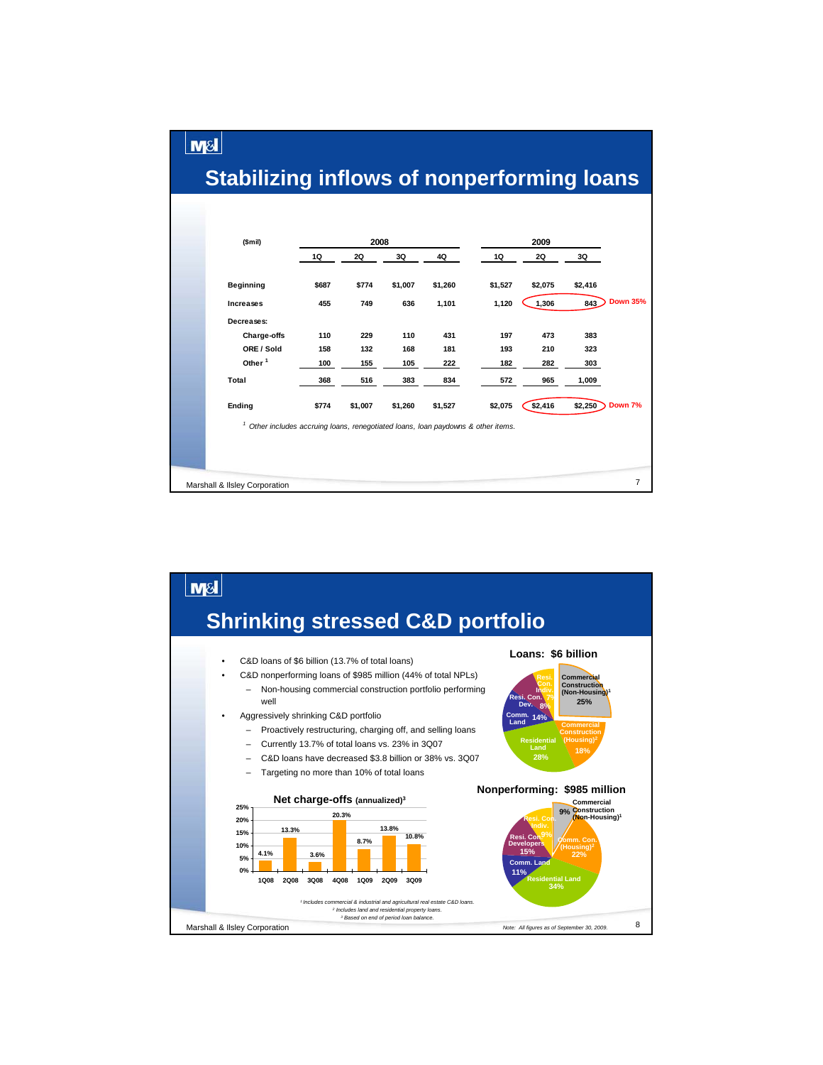## Stabilizing inflows of nonperforming loans

| ($mil) | 2008 1Q | 2008 2Q | 2008 3Q | 2008 4Q | 2009 1Q | 2009 2Q | 2009 3Q | |
|---|---|---|---|---|---|---|---|---|
| Beginning | $687 | $774 | $1,007 | $1,260 | $1,527 | $2,075 | $2,416 | |
| Increases | 455 | 749 | 636 | 1,101 | 1,120 | 1,306 | 843 | Down 35% |
| Decreases: | | | | | | | | |
| Charge-offs | 110 | 229 | 110 | 431 | 197 | 473 | 383 | |
| ORE / Sold | 158 | 132 | 168 | 181 | 193 | 210 | 323 | |
| Other [1] | 100 | 155 | 105 | 222 | 182 | 282 | 303 | |
| Total | 368 | 516 | 383 | 834 | 572 | 965 | 1,009 | |
| Ending | $774 | $1,007 | $1,260 | $1,527 | $2,075 | $2,416 | $2,250 | Down 7% |

[1] *Other includes accruing loans, renegotiated loans, loan paydowns & other items.*

## Shrinking stressed C&D portfolio

- C&D loans of $6 billion (13.7% of total loans)
- C&D nonperforming loans of $985 million (44% of total NPLs)
  - Non-housing commercial construction portfolio performing well
- Aggressively shrinking C&D portfolio
  - Proactively restructuring, charging off, and selling loans
  - Currently 13.7% of total loans vs. 23% in 3Q07
  - C&D loans have decreased $3.8 billion or 38% vs. 3Q07
  - Targeting no more than 10% of total loans

**Net charge-offs (annualized)[3]**

| 1Q08 | 2Q08 | 3Q08 | 4Q08 | 1Q09 | 2Q09 | 3Q09 |
|---|---|---|---|---|---|---|
| 4.1% | 13.3% | 3.6% | 20.3% | 8.7% | 13.8% | 10.8% |

**Loans: $6 billion**

| Category | % |
|---|---|
| Commercial Construction (Non-Housing)[1] | 25% |
| Commercial Construction (Housing)[2] | 18% |
| Residential Land | 28% |
| Comm. Land | 14% |
| Resi. Con. Dev. | 8% |
| Resi. Con. Indiv. | 7% |

**Nonperforming: $985 million**

| Category | % |
|---|---|
| Commercial Construction (Non-Housing)[1] | 9% |
| Comm. Con. (Housing)[2] | 22% |
| Residential Land | 34% |
| Comm. Land | 11% |
| Resi. Con. Developers | 15% |
| Resi. Con. Indiv. | 9% |

[1] *Includes commercial & industrial and agricultural real estate C&D loans.*
[2] *Includes land and residential property loans.*
[3] *Based on end of period loan balance.*

*Note: All figures as of September 30, 2009.*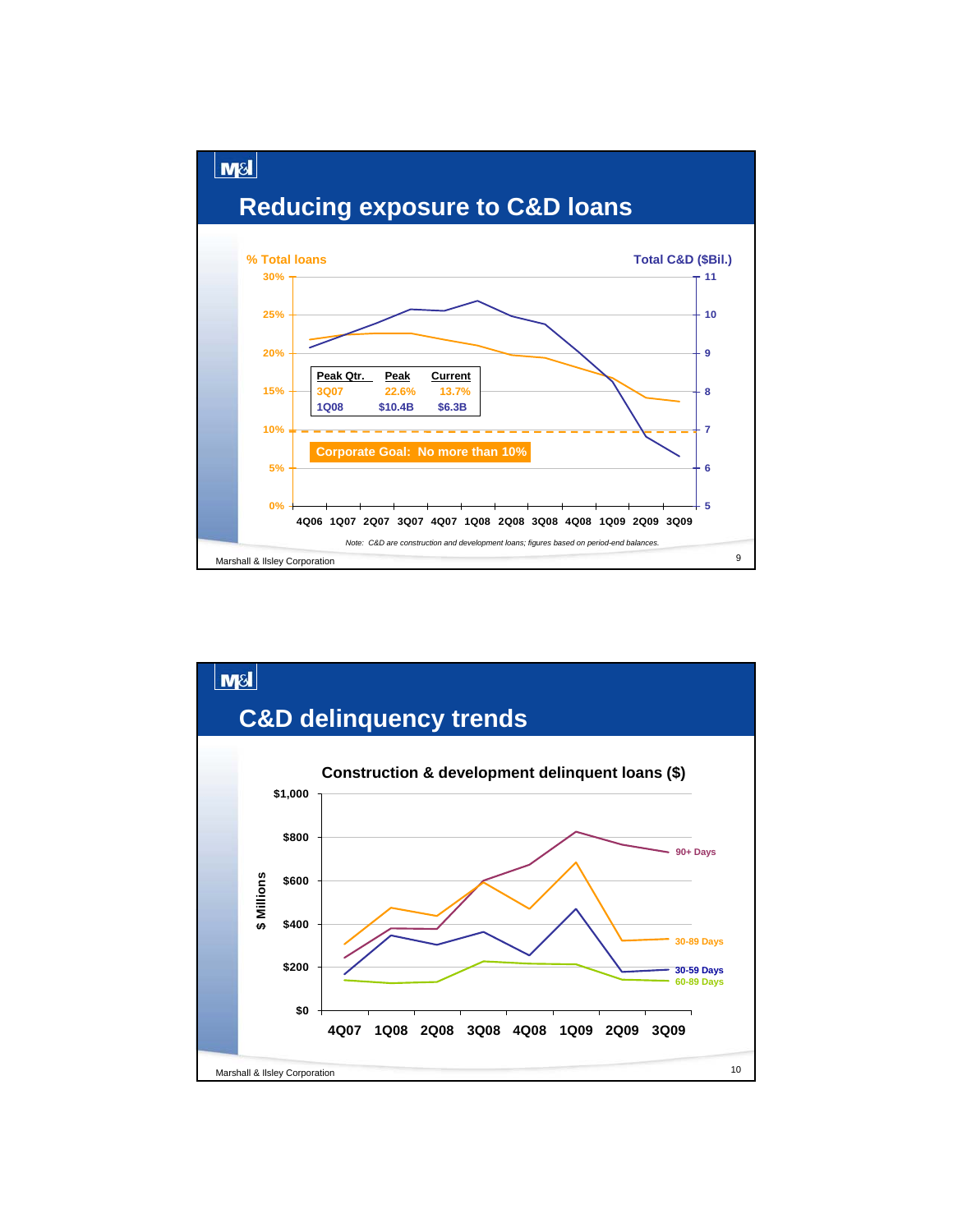## Reducing exposure to C&D loans

% Total loans | Total C&D ($Bil.)

| Peak Qtr. | Peak | Current |
|---|---|---|
| 3Q07 | 22.6% | 13.7% |
| 1Q08 | $10.4B | $6.3B |

Corporate Goal: No more than 10%

4Q06 1Q07 2Q07 3Q07 4Q07 1Q08 2Q08 3Q08 4Q08 1Q09 2Q09 3Q09

*Note: C&D are construction and development loans; figures based on period-end balances.*

Marshall & Ilsley Corporation

## C&D delinquency trends

**Construction & development delinquent loans ($)**

$ Millions

Series: 90+ Days, 30-89 Days, 30-59 Days, 60-89 Days

4Q07 1Q08 2Q08 3Q08 4Q08 1Q09 2Q09 3Q09

Marshall & Ilsley Corporation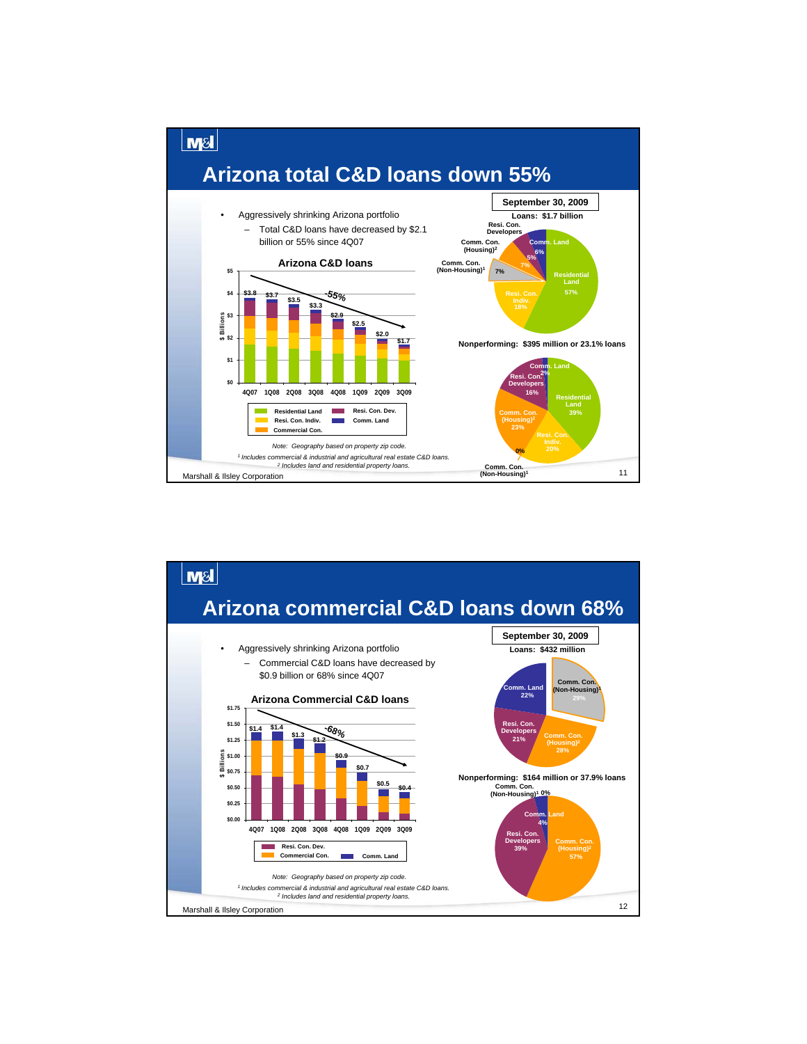# Arizona total C&D loans down 55%

- Aggressively shrinking Arizona portfolio
  - Total C&D loans have decreased by $2.1 billion or 55% since 4Q07

### Arizona C&D loans

| | 4Q07 | 1Q08 | 2Q08 | 3Q08 | 4Q08 | 1Q09 | 2Q09 | 3Q09 |
|---|---|---|---|---|---|---|---|---|
| Total ($ Billions) | $3.8 | $3.7 | $3.5 | $3.3 | $2.9 | $2.5 | $2.0 | $1.7 |

-55%

Legend: Residential Land, Resi. Con. Indiv., Commercial Con., Resi. Con. Dev., Comm. Land

*Note: Geography based on property zip code.*

*[1] Includes commercial & industrial and agricultural real estate C&D loans.*

*[2] Includes land and residential property loans.*

**September 30, 2009**

**Loans: $1.7 billion**

| Category | % |
|---|---|
| Residential Land | 57% |
| Resi. Con. Indiv. | 18% |
| Comm. Con. (Non-Housing)[1] | 7% |
| Comm. Con. (Housing)[2] | 7% |
| Resi. Con. Developers | 5% |
| Comm. Land | 6% |

**Nonperforming: $395 million or 23.1% loans**

| Category | % |
|---|---|
| Residential Land | 39% |
| Resi. Con. Indiv. | 20% |
| Comm. Con. (Non-Housing)[1] | 0% |
| Comm. Con. (Housing)[2] | 23% |
| Resi. Con. Developers | 16% |
| Comm. Land | 2% |

Marshall & Ilsley Corporation

# Arizona commercial C&D loans down 68%

- Aggressively shrinking Arizona portfolio
  - Commercial C&D loans have decreased by $0.9 billion or 68% since 4Q07

### Arizona Commercial C&D loans

| | 4Q07 | 1Q08 | 2Q08 | 3Q08 | 4Q08 | 1Q09 | 2Q09 | 3Q09 |
|---|---|---|---|---|---|---|---|---|
| Total ($ Billions) | $1.4 | $1.4 | $1.3 | $1.2 | $0.9 | $0.7 | $0.5 | $0.4 |

-68%

Legend: Resi. Con. Dev., Commercial Con., Comm. Land

*Note: Geography based on property zip code.*

*[1] Includes commercial & industrial and agricultural real estate C&D loans.*

*[2] Includes land and residential property loans.*

**September 30, 2009**

**Loans: $432 million**

| Category | % |
|---|---|
| Comm. Con. (Non-Housing)[1] | 29% |
| Comm. Con. (Housing)[2] | 28% |
| Resi. Con. Developers | 21% |
| Comm. Land | 22% |

**Nonperforming: $164 million or 37.9% loans**

| Category | % |
|---|---|
| Comm. Con. (Non-Housing)[1] | 0% |
| Comm. Con. (Housing)[2] | 57% |
| Resi. Con. Developers | 39% |
| Comm. Land | 4% |

Marshall & Ilsley Corporation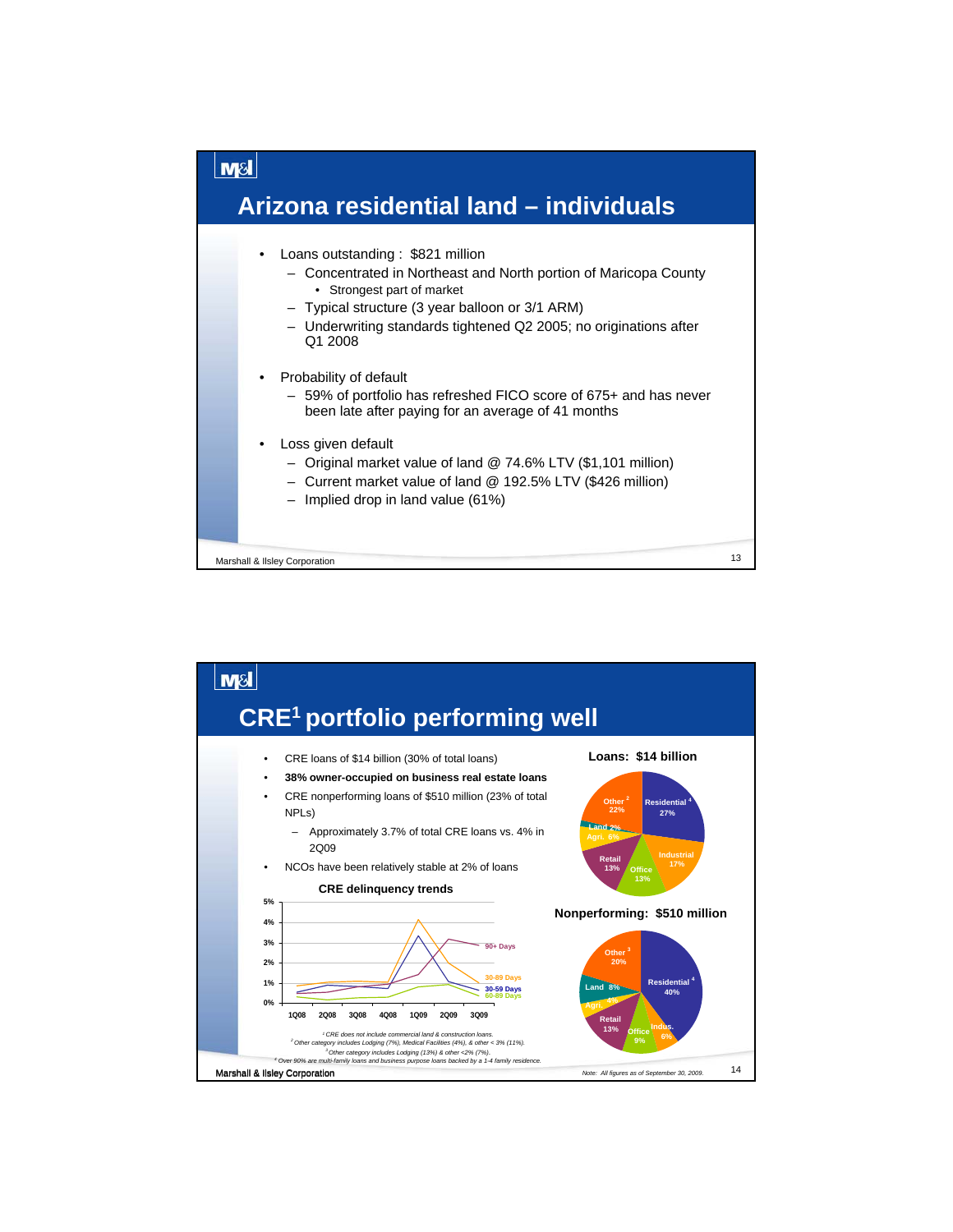# Arizona residential land – individuals

- Loans outstanding : $821 million
  - Concentrated in Northeast and North portion of Maricopa County
    - Strongest part of market
  - Typical structure (3 year balloon or 3/1 ARM)
  - Underwriting standards tightened Q2 2005; no originations after Q1 2008
- Probability of default
  - 59% of portfolio has refreshed FICO score of 675+ and has never been late after paying for an average of 41 months
- Loss given default
  - Original market value of land @ 74.6% LTV ($1,101 million)
  - Current market value of land @ 192.5% LTV ($426 million)
  - Implied drop in land value (61%)

Marshall & Ilsley Corporation

# CRE[1] portfolio performing well

- CRE loans of $14 billion (30% of total loans)
- **38% owner-occupied on business real estate loans**
- CRE nonperforming loans of $510 million (23% of total NPLs)
  - Approximately 3.7% of total CRE loans vs. 4% in 2Q09
- NCOs have been relatively stable at 2% of loans

**CRE delinquency trends**

(Chart: 90+ Days, 30-89 Days, 30-59 Days, 60-89 Days; 1Q08 – 3Q09; 0%–5%)

**Loans: $14 billion**

| Category | Share |
|---|---|
| Residential [4] | 27% |
| Industrial | 17% |
| Office | 13% |
| Retail | 13% |
| Agri. | 6% |
| Land | 2% |
| Other [2] | 22% |

**Nonperforming: $510 million**

| Category | Share |
|---|---|
| Residential [4] | 40% |
| Indus. | 6% |
| Office | 9% |
| Retail | 13% |
| Agri. | 4% |
| Land | 8% |
| Other [3] | 20% |

[1] CRE does not include commercial land & construction loans.
[2] Other category includes Lodging (7%), Medical Facilities (4%), & other < 3% (11%).
[3] Other category includes Lodging (13%) & other <2% (7%).
[4] Over 90% are multi-family loans and business purpose loans backed by a 1-4 family residence.

Marshall & Ilsley Corporation

*Note: All figures as of September 30, 2009.*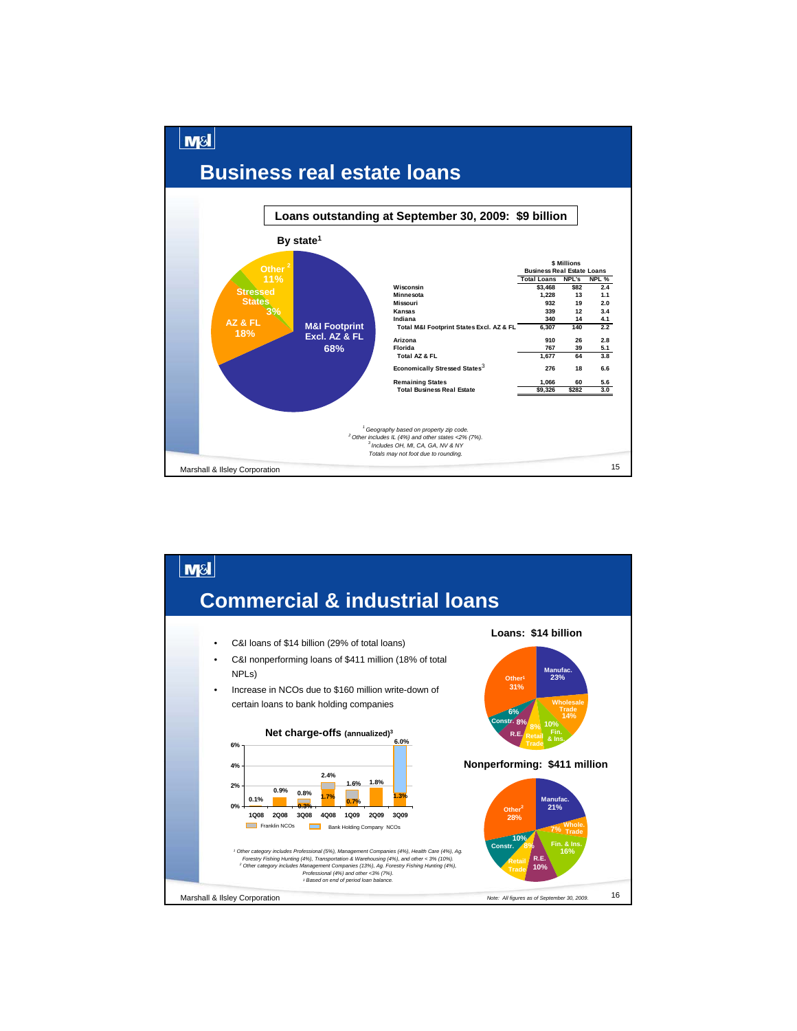# Business real estate loans

**Loans outstanding at September 30, 2009: $9 billion**

**By state[1]**

- M&I Footprint Excl. AZ & FL: 68%
- AZ & FL: 18%
- Stressed States: 3%
- Other[2]: 11%

| | Total Loans | NPL's | NPL % |
|---|---|---|---|
| Wisconsin | $3,468 | $82 | 2.4 |
| Minnesota | 1,228 | 13 | 1.1 |
| Missouri | 932 | 19 | 2.0 |
| Kansas | 339 | 12 | 3.4 |
| Indiana | 340 | 14 | 4.1 |
| Total M&I Footprint States Excl. AZ & FL | 6,307 | 140 | 2.2 |
| Arizona | 910 | 26 | 2.8 |
| Florida | 767 | 39 | 5.1 |
| Total AZ & FL | 1,677 | 64 | 3.8 |
| Economically Stressed States[3] | 276 | 18 | 6.6 |
| Remaining States | 1,066 | 60 | 5.6 |
| Total Business Real Estate | $9,326 | $282 | 3.0 |

$ Millions — Business Real Estate Loans

[1] Geography based on property zip code.
[2] Other includes IL (4%) and other states <2% (7%).
[3] Includes OH, MI, CA, GA, NV & NY
Totals may not foot due to rounding.

# Commercial & industrial loans

- C&I loans of $14 billion (29% of total loans)
- C&I nonperforming loans of $411 million (18% of total NPLs)
- Increase in NCOs due to $160 million write-down of certain loans to bank holding companies

**Net charge-offs (annualized)[3]**

| | 1Q08 | 2Q08 | 3Q08 | 4Q08 | 1Q09 | 2Q09 | 3Q09 |
|---|---|---|---|---|---|---|---|
| Total | 0.1% | 0.9% | 0.8% | 2.4% | 1.6% | 1.8% | 6.0% |
| Excl. Franklin / Bank Holding Company NCOs | | | 0.3% | 1.7% | 0.7% | | 1.3% |

Legend: Franklin NCOs; Bank Holding Company NCOs

**Loans: $14 billion**

- Manufac.: 23%
- Wholesale Trade: 14%
- Fin. & Ins.: 10%
- Retail Trade: 8%
- R.E.: 8%
- Constr.: 6%
- Other[1]: 31%

**Nonperforming: $411 million**

- Manufac.: 21%
- Whole. Trade: 7%
- Fin. & Ins.: 16%
- R.E.: 10%
- Retail Trade: 8%
- Constr.: 10%
- Other[2]: 28%

[1] Other category includes Professional (5%), Management Companies (4%), Health Care (4%), Ag. Forestry Fishing Hunting (4%), Transportation & Warehousing (4%), and other < 3% (10%).
[2] Other category includes Management Companies (13%), Ag. Forestry Fishing Hunting (4%), Professional (4%) and other <3% (7%).
[3] Based on end of period loan balance.

*Note: All figures as of September 30, 2009.*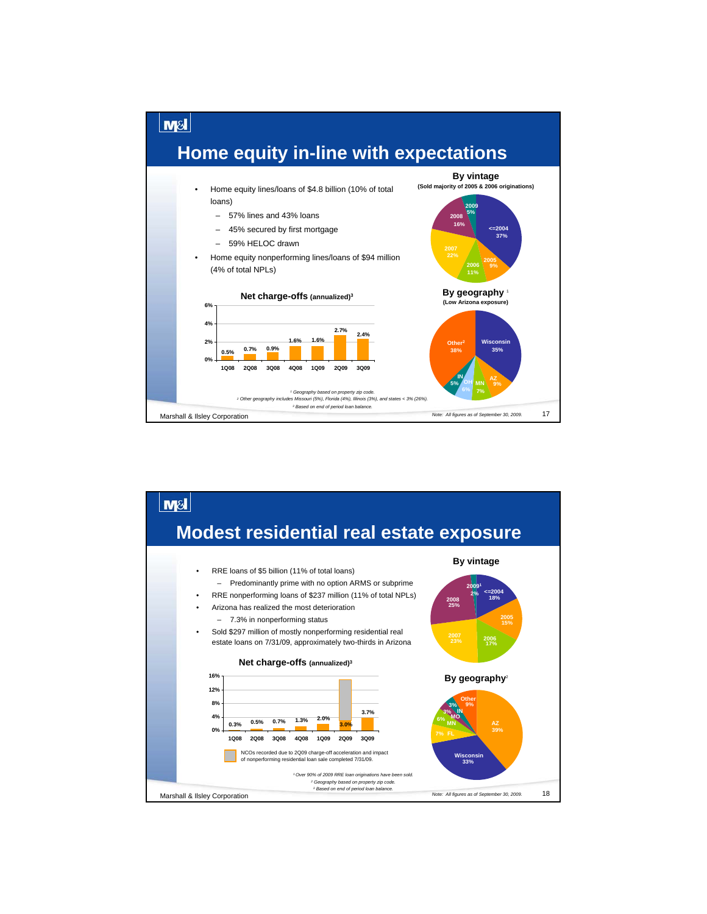# Home equity in-line with expectations

- Home equity lines/loans of $4.8 billion (10% of total loans)
  - 57% lines and 43% loans
  - 45% secured by first mortgage
  - 59% HELOC drawn
- Home equity nonperforming lines/loans of $94 million (4% of total NPLs)

**Net charge-offs (annualized)[3]**

| 1Q08 | 2Q08 | 3Q08 | 4Q08 | 1Q09 | 2Q09 | 3Q09 |
|---|---|---|---|---|---|---|
| 0.5% | 0.7% | 0.9% | 1.6% | 1.6% | 2.7% | 2.4% |

**By vintage**
(Sold majority of 2005 & 2006 originations)

| Vintage | % |
|---|---|
| <=2004 | 37% |
| 2005 | 9% |
| 2006 | 11% |
| 2007 | 22% |
| 2008 | 16% |
| 2009 | 5% |

**By geography[1]**
(Low Arizona exposure)

| Geography | % |
|---|---|
| Wisconsin | 35% |
| AZ | 9% |
| MN | 7% |
| OH | 6% |
| IN | 5% |
| Other[2] | 38% |

[1] Geography based on property zip code.
[2] Other geography includes Missouri (5%), Florida (4%), Illinois (3%), and states < 3% (26%).
[3] Based on end of period loan balance.

Note: All figures as of September 30, 2009.

# Modest residential real estate exposure

- RRE loans of $5 billion (11% of total loans)
  - Predominantly prime with no option ARMS or subprime
- RRE nonperforming loans of $237 million (11% of total NPLs)
- Arizona has realized the most deterioration
  - 7.3% in nonperforming status
- Sold $297 million of mostly nonperforming residential real estate loans on 7/31/09, approximately two-thirds in Arizona

**Net charge-offs (annualized)[3]**

| 1Q08 | 2Q08 | 3Q08 | 4Q08 | 1Q09 | 2Q09 | 3Q09 |
|---|---|---|---|---|---|---|
| 0.3% | 0.5% | 0.7% | 1.3% | 2.0% | 3.0% | 3.7% |

NCOs recorded due to 2Q09 charge-off acceleration and impact of nonperforming residential loan sale completed 7/31/09.

**By vintage**

| Vintage | % |
|---|---|
| <=2004 | 18% |
| 2005 | 15% |
| 2006 | 17% |
| 2007 | 23% |
| 2008 | 25% |
| 2009[1] | 2% |

**By geography[2]**

| Geography | % |
|---|---|
| AZ | 39% |
| Wisconsin | 33% |
| FL | 7% |
| MN | 6% |
| MO | 3% |
| IN | 3% |
| Other | 9% |

[1] Over 90% of 2009 RRE loan originations have been sold.
[2] Geography based on property zip code.
[3] Based on end of period loan balance.

Note: All figures as of September 30, 2009.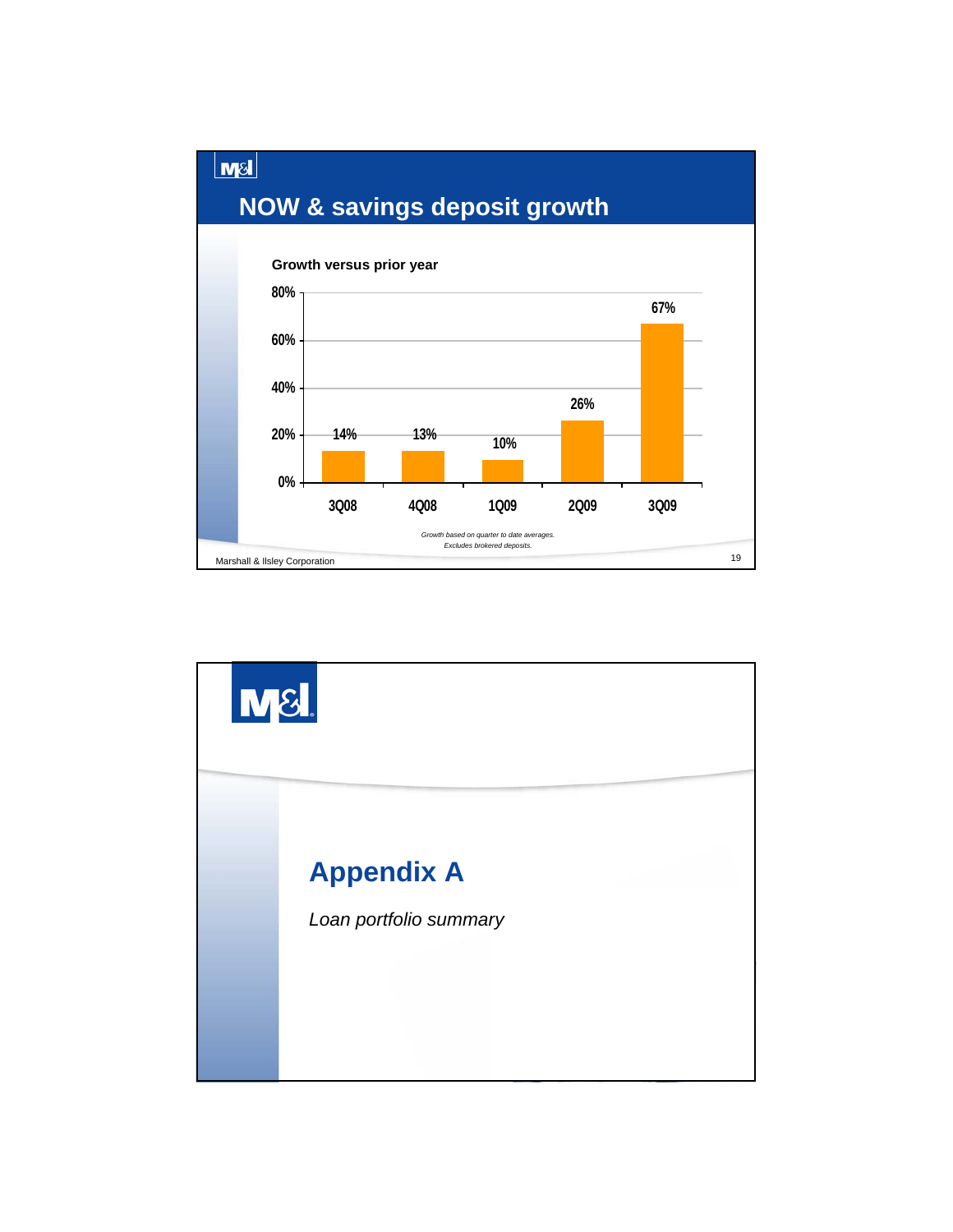## NOW & savings deposit growth

**Growth versus prior year**

| Quarter | Growth |
|---|---|
| 3Q08 | 14% |
| 4Q08 | 13% |
| 1Q09 | 10% |
| 2Q09 | 26% |
| 3Q09 | 67% |

*Growth based on quarter to date averages.*
*Excludes brokered deposits.*

Marshall & Ilsley Corporation

---

# Appendix A

*Loan portfolio summary*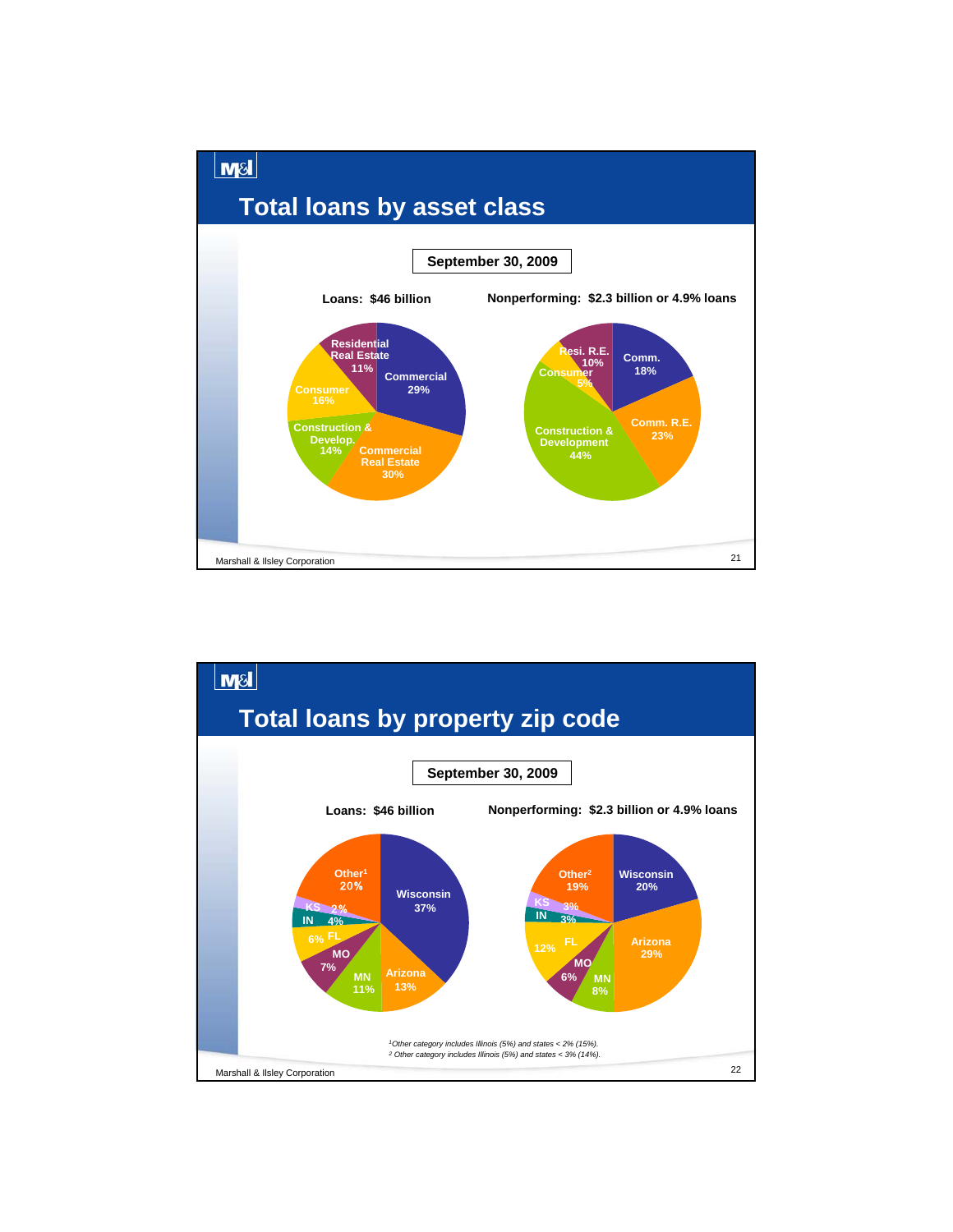## Total loans by asset class

**September 30, 2009**

**Loans: $46 billion**

| Asset class | % |
|---|---|
| Commercial | 29% |
| Commercial Real Estate | 30% |
| Construction & Develop. | 14% |
| Consumer | 16% |
| Residential Real Estate | 11% |

**Nonperforming: $2.3 billion or 4.9% loans**

| Asset class | % |
|---|---|
| Comm. | 18% |
| Comm. R.E. | 23% |
| Construction & Development | 44% |
| Consumer | 5% |
| Resi. R.E. | 10% |

## Total loans by property zip code

**September 30, 2009**

**Loans: $46 billion**

| Location | % |
|---|---|
| Wisconsin | 37% |
| Arizona | 13% |
| MN | 11% |
| MO | 7% |
| FL | 6% |
| IN | 4% |
| KS | 2% |
| Other[1] | 20% |

**Nonperforming: $2.3 billion or 4.9% loans**

| Location | % |
|---|---|
| Wisconsin | 20% |
| Arizona | 29% |
| MN | 8% |
| MO | 6% |
| FL | 12% |
| IN | 3% |
| KS | 3% |
| Other[2] | 19% |

*[1]Other category includes Illinois (5%) and states < 2% (15%).*
*[2] Other category includes Illinois (5%) and states < 3% (14%).*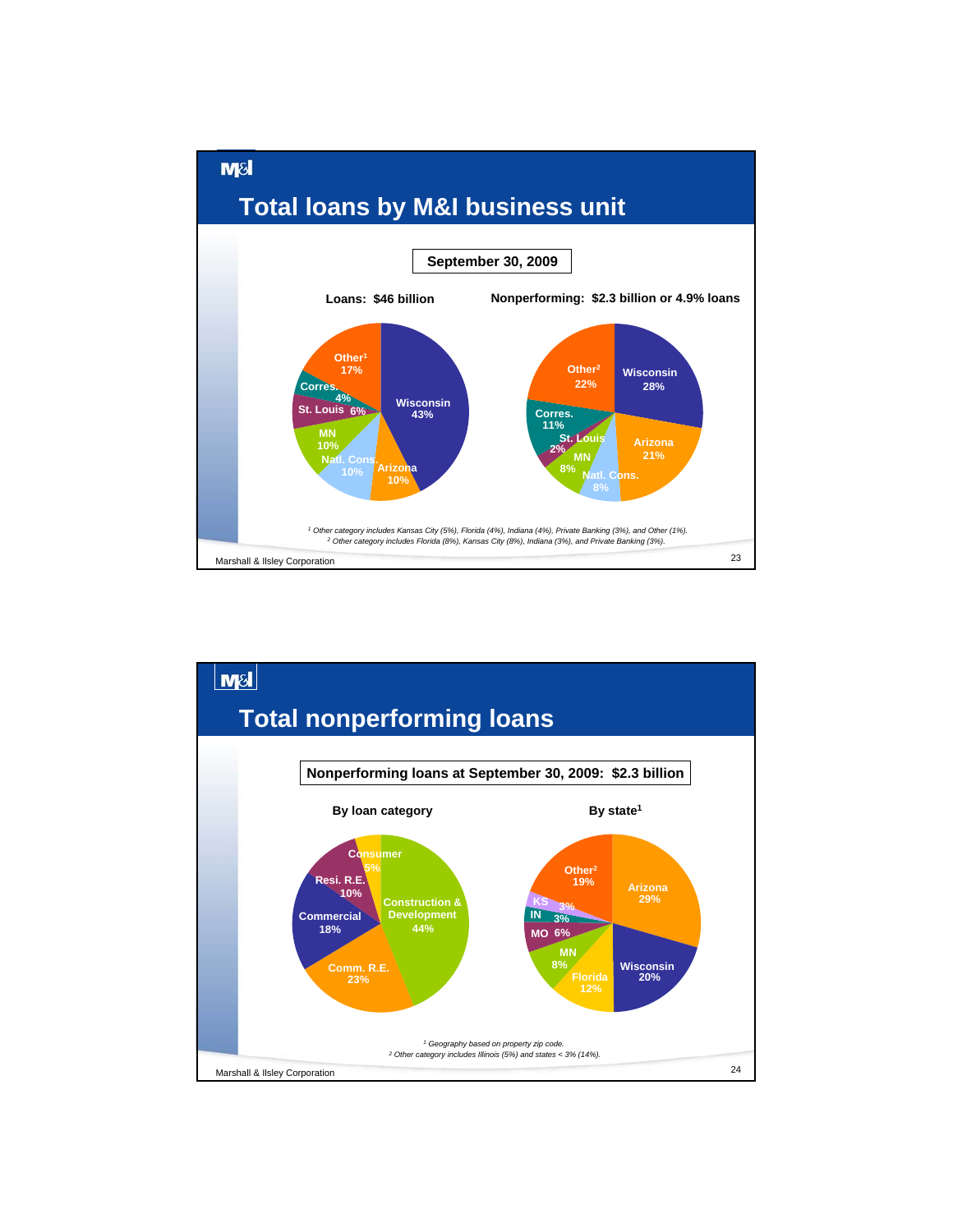# Total loans by M&I business unit

**September 30, 2009**

**Loans: $46 billion**

| Business unit | % |
| --- | --- |
| Wisconsin | 43% |
| Arizona | 10% |
| Natl. Cons. | 10% |
| MN | 10% |
| St. Louis | 6% |
| Corres. | 4% |
| Other[1] | 17% |

**Nonperforming: $2.3 billion or 4.9% loans**

| Business unit | % |
| --- | --- |
| Wisconsin | 28% |
| Arizona | 21% |
| Natl. Cons. | 8% |
| MN | 8% |
| St. Louis | 2% |
| Corres. | 11% |
| Other[2] | 22% |

*[1] Other category includes Kansas City (5%), Florida (4%), Indiana (4%), Private Banking (3%), and Other (1%).*
*[2] Other category includes Florida (8%), Kansas City (8%), Indiana (3%), and Private Banking (3%).*

# Total nonperforming loans

**Nonperforming loans at September 30, 2009: $2.3 billion**

**By loan category**

| Loan category | % |
| --- | --- |
| Construction & Development | 44% |
| Comm. R.E. | 23% |
| Commercial | 18% |
| Resi. R.E. | 10% |
| Consumer | 5% |

**By state[1]**

| State | % |
| --- | --- |
| Arizona | 29% |
| Wisconsin | 20% |
| Florida | 12% |
| MN | 8% |
| MO | 6% |
| IN | 3% |
| KS | 3% |
| Other[2] | 19% |

*[1] Geography based on property zip code.*
*[2] Other category includes Illinois (5%) and states < 3% (14%).*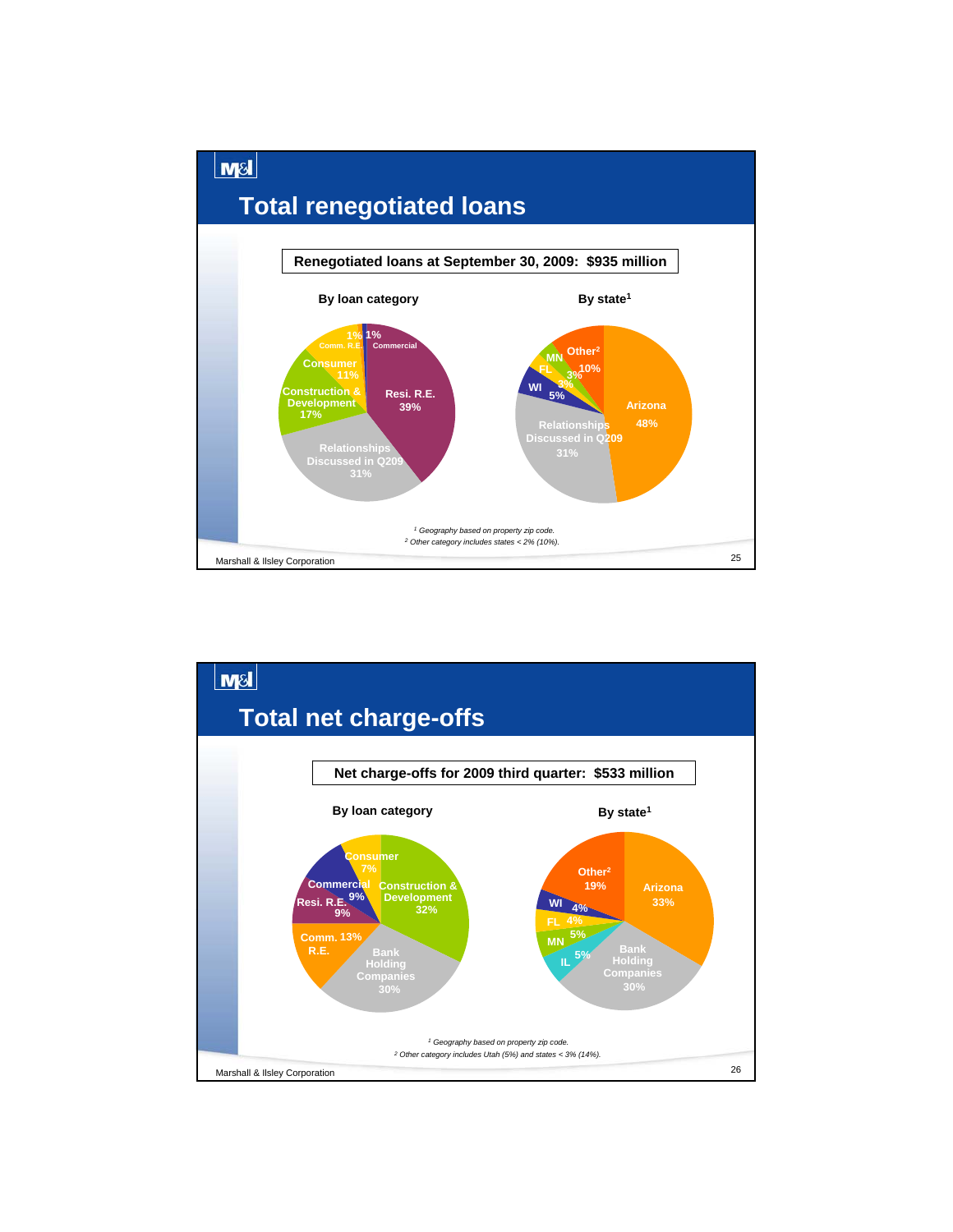# Total renegotiated loans

**Renegotiated loans at September 30, 2009: $935 million**

**By loan category**

| Category | Share |
|---|---|
| Resi. R.E. | 39% |
| Relationships Discussed in Q209 | 31% |
| Construction & Development | 17% |
| Consumer | 11% |
| Comm. R.E. | 1% |
| Commercial | 1% |

**By state[1]**

| State | Share |
|---|---|
| Arizona | 48% |
| Relationships Discussed in Q209 | 31% |
| WI | 5% |
| FL | 3% |
| MN | 3% |
| Other[2] | 10% |

[1] Geography based on property zip code.
[2] Other category includes states < 2% (10%).

# Total net charge-offs

**Net charge-offs for 2009 third quarter: $533 million**

**By loan category**

| Category | Share |
|---|---|
| Construction & Development | 32% |
| Bank Holding Companies | 30% |
| Comm. R.E. | 13% |
| Resi. R.E. | 9% |
| Commercial | 9% |
| Consumer | 7% |

**By state[1]**

| State | Share |
|---|---|
| Arizona | 33% |
| Bank Holding Companies | 30% |
| IL | 5% |
| MN | 5% |
| FL | 4% |
| WI | 4% |
| Other[2] | 19% |

[1] Geography based on property zip code.
[2] Other category includes Utah (5%) and states < 3% (14%).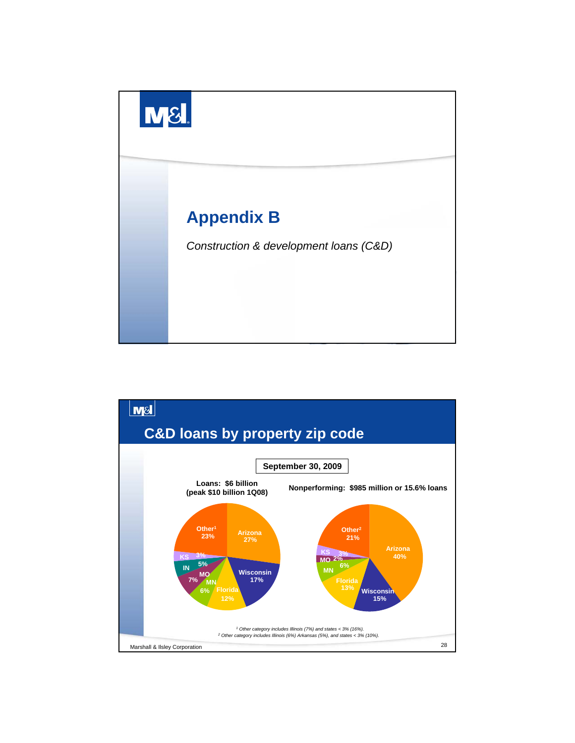# Appendix B

*Construction & development loans (C&D)*

## C&D loans by property zip code

**September 30, 2009**

**Loans: $6 billion (peak $10 billion 1Q08)**

| State | Share |
|---|---|
| Arizona | 27% |
| Wisconsin | 17% |
| Florida | 12% |
| MN | 6% |
| MO | 7% |
| IN | 5% |
| KS | 3% |
| Other[1] | 23% |

**Nonperforming: $985 million or 15.6% loans**

| State | Share |
|---|---|
| Arizona | 40% |
| Wisconsin | 15% |
| Florida | 13% |
| MN | 6% |
| MO | 2% |
| KS | 3% |
| Other[2] | 21% |

*[1] Other category includes Illinois (7%) and states < 3% (16%).*

*[2] Other category includes Illinois (6%) Arkansas (5%), and states < 3% (10%).*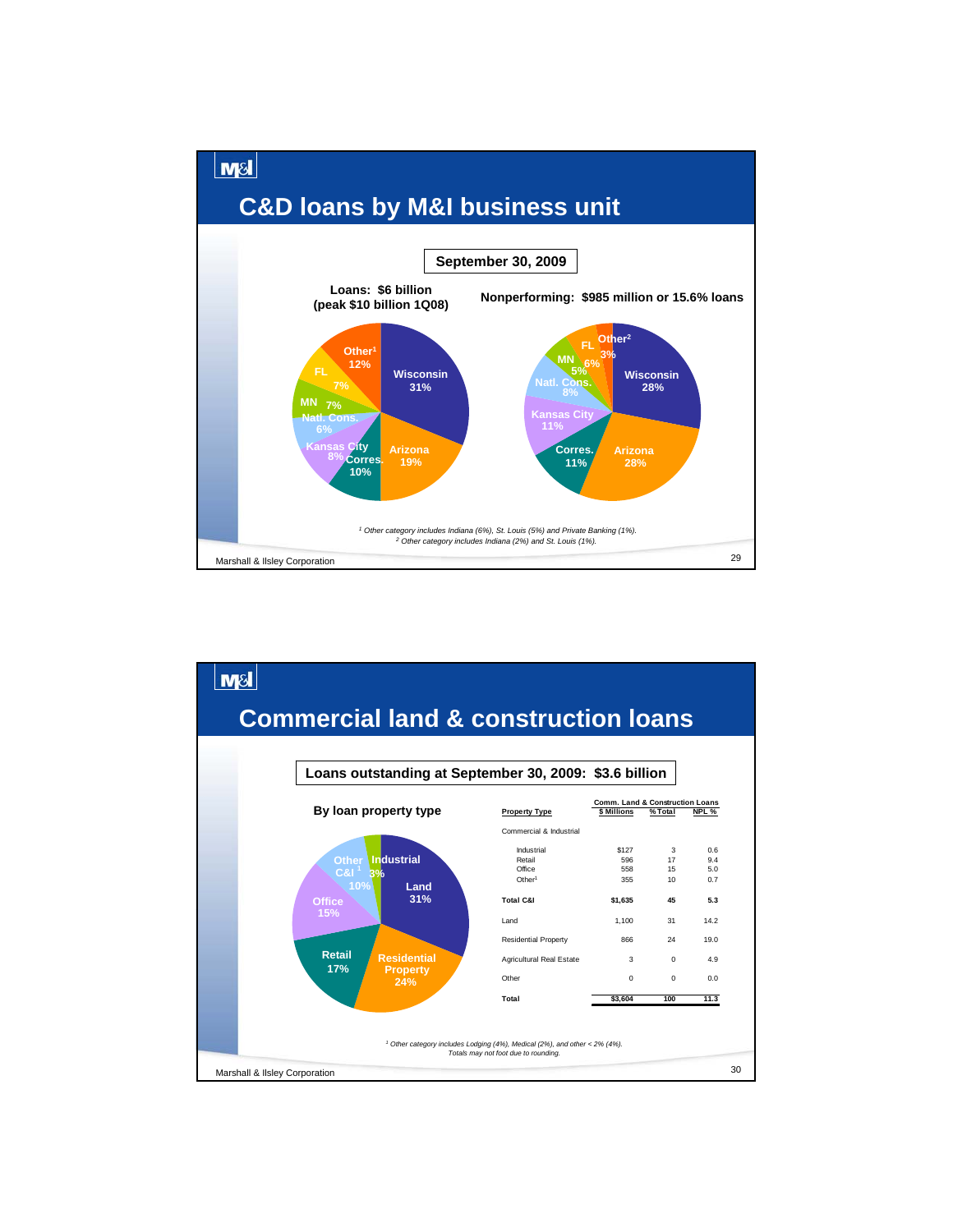# C&D loans by M&I business unit

**September 30, 2009**

**Loans: $6 billion (peak $10 billion 1Q08)**

| Business Unit | % |
|---|---|
| Wisconsin | 31% |
| Arizona | 19% |
| Corres. | 10% |
| Kansas City | 8% |
| Natl. Cons. | 6% |
| MN | 7% |
| FL | 7% |
| Other[1] | 12% |

**Nonperforming: $985 million or 15.6% loans**

| Business Unit | % |
|---|---|
| Wisconsin | 28% |
| Arizona | 28% |
| Corres. | 11% |
| Kansas City | 11% |
| Natl. Cons. | 8% |
| MN | 5% |
| FL | 6% |
| Other[2] | 3% |

*[1] Other category includes Indiana (6%), St. Louis (5%) and Private Banking (1%).*
*[2] Other category includes Indiana (2%) and St. Louis (1%).*

# Commercial land & construction loans

**Loans outstanding at September 30, 2009: $3.6 billion**

**By loan property type**

| Property Type | % |
|---|---|
| Land | 31% |
| Residential Property | 24% |
| Retail | 17% |
| Office | 15% |
| Other C&I[1] | 10% |
| Industrial | 3% |

| Property Type | Comm. Land & Construction Loans $ Millions | % Total | NPL % |
|---|---|---|---|
| Commercial & Industrial | | | |
| Industrial | $127 | 3 | 0.6 |
| Retail | 596 | 17 | 9.4 |
| Office | 558 | 15 | 5.0 |
| Other[1] | 355 | 10 | 0.7 |
| **Total C&I** | **$1,635** | **45** | **5.3** |
| Land | 1,100 | 31 | 14.2 |
| Residential Property | 866 | 24 | 19.0 |
| Agricultural Real Estate | 3 | 0 | 4.9 |
| Other | 0 | 0 | 0.0 |
| **Total** | **$3,604** | **100** | **11.3** |

*[1] Other category includes Lodging (4%), Medical (2%), and other < 2% (4%).*
*Totals may not foot due to rounding.*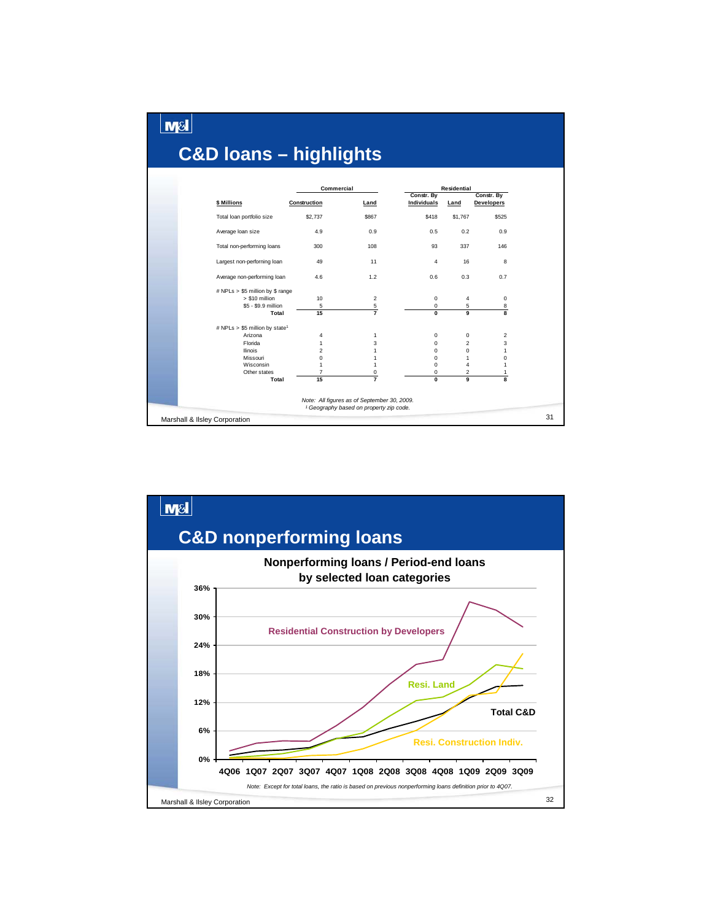# C&D loans – highlights

| $ Millions | Commercial Construction | Commercial Land | Residential Constr. By Individuals | Residential Land | Residential Constr. By Developers |
|---|---|---|---|---|---|
| Total loan portfolio size | $2,737 | $867 | $418 | $1,767 | $525 |
| Average loan size | 4.9 | 0.9 | 0.5 | 0.2 | 0.9 |
| Total non-performing loans | 300 | 108 | 93 | 337 | 146 |
| Largest non-performing loan | 49 | 11 | 4 | 16 | 8 |
| Average non-performing loan | 4.6 | 1.2 | 0.6 | 0.3 | 0.7 |
| # NPLs > $5 million by $ range | | | | | |
| > $10 million | 10 | 2 | 0 | 4 | 0 |
| $5 - $9.9 million | 5 | 5 | 0 | 5 | 8 |
| **Total** | **15** | **7** | **0** | **9** | **8** |
| # NPLs > $5 million by state[1] | | | | | |
| Arizona | 4 | 1 | 0 | 0 | 2 |
| Florida | 1 | 3 | 0 | 2 | 3 |
| Illinois | 2 | 1 | 0 | 0 | 1 |
| Missouri | 0 | 1 | 0 | 1 | 0 |
| Wisconsin | 1 | 1 | 0 | 4 | 1 |
| Other states | 7 | 0 | 0 | 2 | 1 |
| **Total** | **15** | **7** | **0** | **9** | **8** |

*Note: All figures as of September 30, 2009.*
*[1] Geography based on property zip code.*

Marshall & Ilsley Corporation

# C&D nonperforming loans

**Nonperforming loans / Period-end loans by selected loan categories**

*Note: Except for total loans, the ratio is based on previous nonperforming loans definition prior to 4Q07.*

Marshall & Ilsley Corporation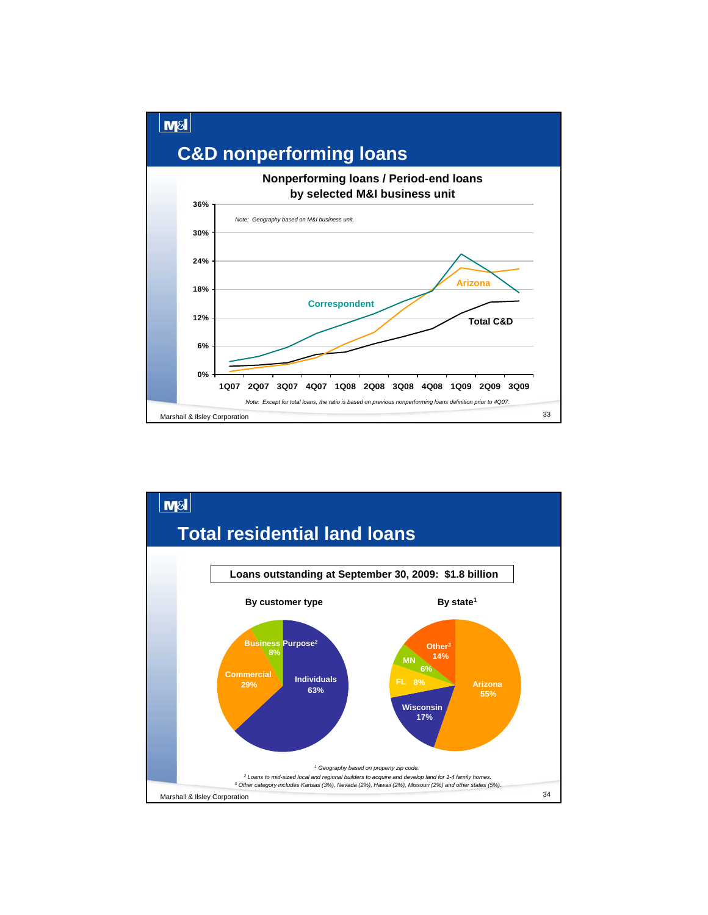# C&D nonperforming loans

**Nonperforming loans / Period-end loans by selected M&I business unit**

*Note: Geography based on M&I business unit.*

Series: Correspondent, Arizona, Total C&D

Quarters: 1Q07, 2Q07, 3Q07, 4Q07, 1Q08, 2Q08, 3Q08, 4Q08, 1Q09, 2Q09, 3Q09

Y-axis: 0%, 6%, 12%, 18%, 24%, 30%, 36%

*Note: Except for total loans, the ratio is based on previous nonperforming loans definition prior to 4Q07.*

Marshall & Ilsley Corporation

# Total residential land loans

**Loans outstanding at September 30, 2009: $1.8 billion**

**By customer type**

| Customer type | % |
|---|---|
| Individuals | 63% |
| Commercial | 29% |
| Business Purpose[2] | 8% |

**By state[1]**

| State | % |
|---|---|
| Arizona | 55% |
| Wisconsin | 17% |
| FL | 8% |
| MN | 6% |
| Other[3] | 14% |

*[1] Geography based on property zip code.*
*[2] Loans to mid-sized local and regional builders to acquire and develop land for 1-4 family homes.*
*[3] Other category includes Kansas (3%), Nevada (2%), Hawaii (2%), Missouri (2%) and other states (5%).*

Marshall & Ilsley Corporation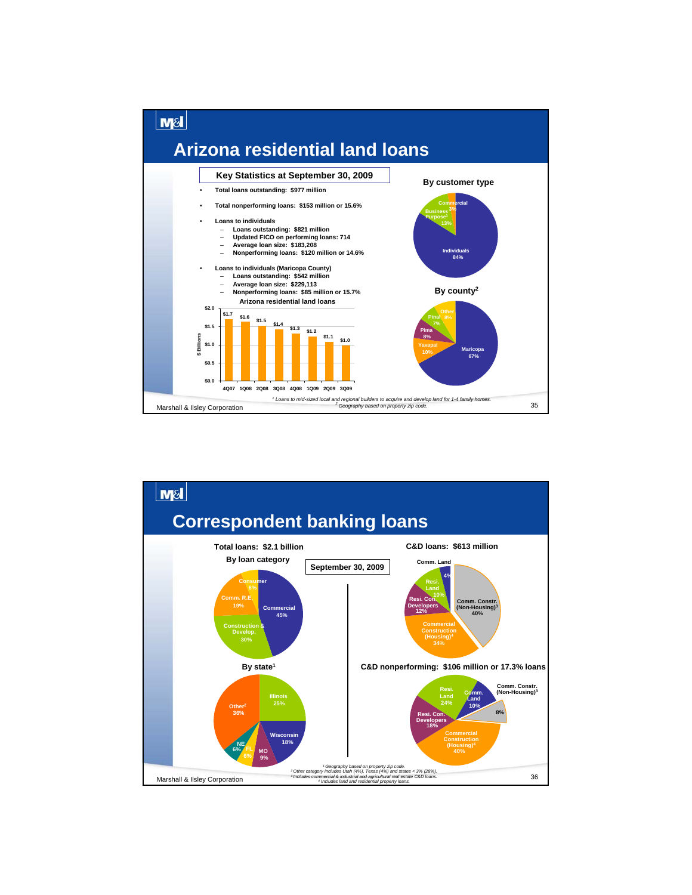# Arizona residential land loans

**Key Statistics at September 30, 2009**

- **Total loans outstanding: $977 million**
- **Total nonperforming loans: $153 million or 15.6%**
- **Loans to individuals**
  - Loans outstanding: $821 million
  - Updated FICO on performing loans: 714
  - Average loan size: $183,208
  - Nonperforming loans: $120 million or 14.6%
- **Loans to individuals (Maricopa County)**
  - Loans outstanding: $542 million
  - Average loan size: $229,113
  - Nonperforming loans: $85 million or 15.7%

**Arizona residential land loans** ($ Billions)

| 4Q07 | 1Q08 | 2Q08 | 3Q08 | 4Q08 | 1Q09 | 2Q09 | 3Q09 |
|---|---|---|---|---|---|---|---|
| $1.7 | $1.6 | $1.5 | $1.4 | $1.3 | $1.2 | $1.1 | $1.0 |

**By customer type**

| Type | % |
|---|---|
| Individuals | 84% |
| Business Purpose[1] | 13% |
| Commercial | 3% |

**By county[2]**

| County | % |
|---|---|
| Maricopa | 67% |
| Yavapai | 10% |
| Pima | 8% |
| Pinal | 7% |
| Other | 8% |

[1] Loans to mid-sized local and regional builders to acquire and develop land for 1-4 family homes.
[2] Geography based on property zip code.

# Correspondent banking loans

**September 30, 2009**

**Total loans: $2.1 billion**

**By loan category**

| Category | % |
|---|---|
| Commercial | 45% |
| Construction & Develop. | 30% |
| Comm. R.E. | 19% |
| Consumer | 6% |

**By state[1]**

| State | % |
|---|---|
| Illinois | 25% |
| Wisconsin | 18% |
| MO | 9% |
| FL | 6% |
| NE | 6% |
| Other[2] | 36% |

**C&D loans: $613 million**

| Category | % |
|---|---|
| Comm. Constr. (Non-Housing)[3] | 40% |
| Commercial Construction (Housing)[4] | 34% |
| Resi. Con. Developers | 12% |
| Resi. Land | 10% |
| Comm. Land | 4% |

**C&D nonperforming: $106 million or 17.3% loans**

| Category | % |
|---|---|
| Commercial Construction (Housing)[4] | 40% |
| Resi. Land | 24% |
| Resi. Con. Developers | 18% |
| Comm. Land | 10% |
| Comm. Constr. (Non-Housing)[3] | 8% |

[1] Geography based on property zip code.
[2] Other category includes Utah (4%), Texas (4%) and states < 3% (28%).
[3] Includes commercial & industrial and agricultural real estate C&D loans.
[4] Includes land and residential property loans.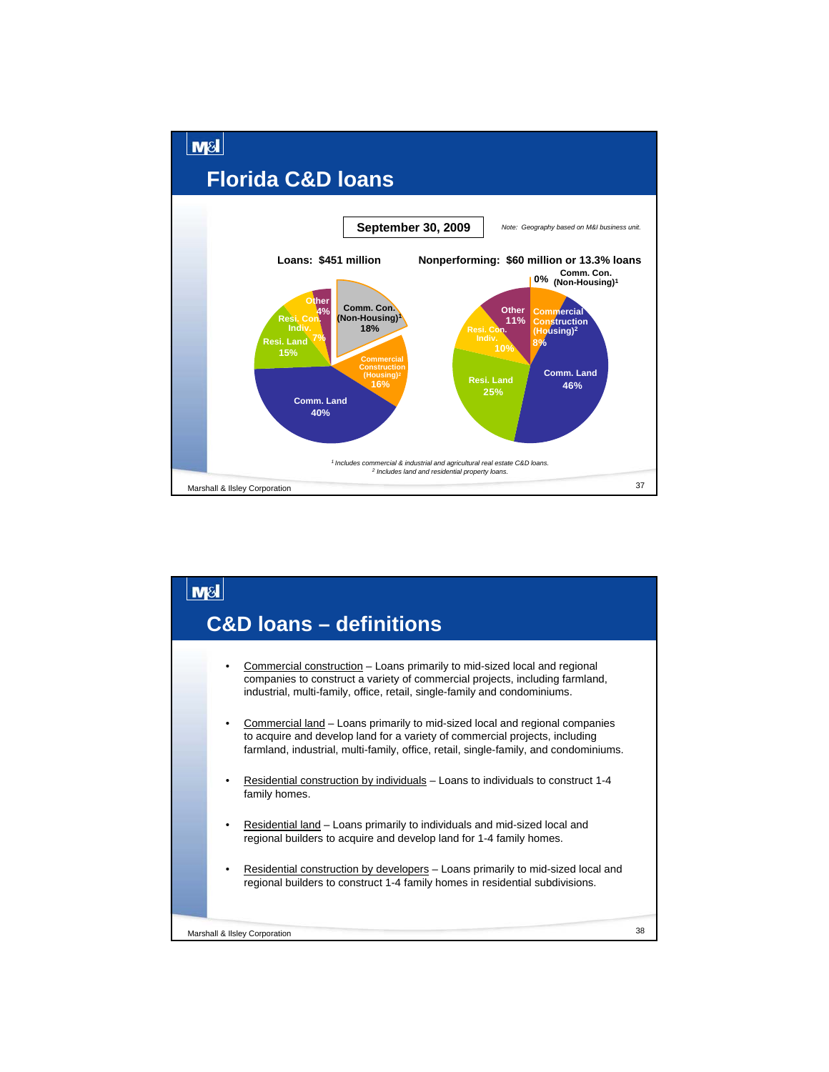# Florida C&D loans

**September 30, 2009**

*Note: Geography based on M&I business unit.*

**Loans: $451 million**

| Category | % |
| --- | --- |
| Comm. Con. (Non-Housing)[1] | 18% |
| Commercial Construction (Housing)[2] | 16% |
| Comm. Land | 40% |
| Resi. Land | 15% |
| Resi. Con. Indiv. | 7% |
| Other | 4% |

**Nonperforming: $60 million or 13.3% loans**

| Category | % |
| --- | --- |
| Comm. Con. (Non-Housing)[1] | 0% |
| Commercial Construction (Housing)[2] | 8% |
| Comm. Land | 46% |
| Resi. Land | 25% |
| Resi. Con. Indiv. | 10% |
| Other | 11% |

*[1] Includes commercial & industrial and agricultural real estate C&D loans.*
*[2] Includes land and residential property loans.*

Marshall & Ilsley Corporation

# C&D loans – definitions

- Commercial construction – Loans primarily to mid-sized local and regional companies to construct a variety of commercial projects, including farmland, industrial, multi-family, office, retail, single-family and condominiums.
- Commercial land – Loans primarily to mid-sized local and regional companies to acquire and develop land for a variety of commercial projects, including farmland, industrial, multi-family, office, retail, single-family, and condominiums.
- Residential construction by individuals – Loans to individuals to construct 1-4 family homes.
- Residential land – Loans primarily to individuals and mid-sized local and regional builders to acquire and develop land for 1-4 family homes.
- Residential construction by developers – Loans primarily to mid-sized local and regional builders to construct 1-4 family homes in residential subdivisions.

Marshall & Ilsley Corporation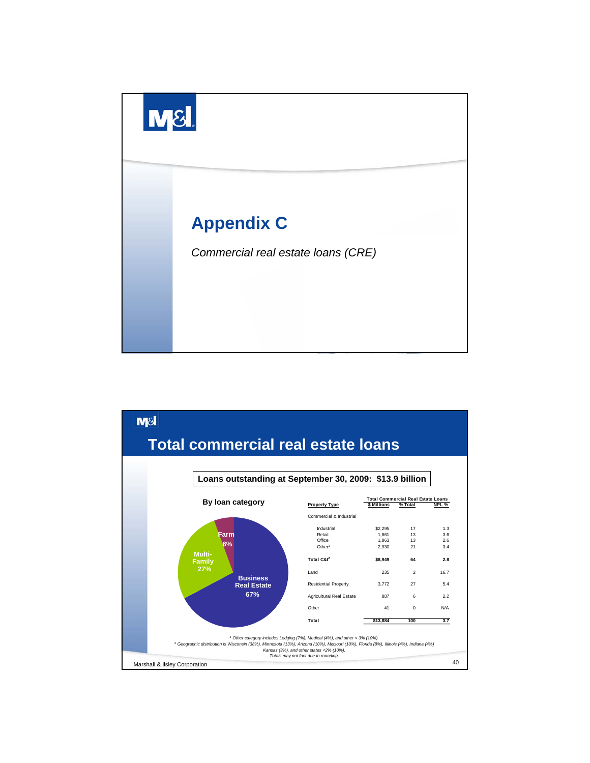# Appendix C

*Commercial real estate loans (CRE)*

## Total commercial real estate loans

**Loans outstanding at September 30, 2009: $13.9 billion**

**By loan category**

- Business Real Estate 67%
- Multi-Family 27%
- Farm 6%

| Property Type | Total Commercial Real Estate Loans $ Millions | % Total | NPL % |
|---|---|---|---|
| Commercial & Industrial | | | |
| Industrial | $2,295 | 17 | 1.3 |
| Retail | 1,861 | 13 | 3.6 |
| Office | 1,863 | 13 | 2.6 |
| Other[1] | 2,930 | 21 | 3.4 |
| **Total C&I[2]** | **$8,949** | **64** | **2.8** |
| Land | 235 | 2 | 16.7 |
| Residential Property | 3,772 | 27 | 5.4 |
| Agricultural Real Estate | 887 | 6 | 2.2 |
| Other | 41 | 0 | N/A |
| **Total** | **$13,884** | **100** | **3.7** |

*[1] Other category includes Lodging (7%), Medical (4%), and other < 3% (10%).*
*[2] Geographic distribution is Wisconsin (38%), Minnesota (13%), Arizona (10%), Missouri (10%), Florida (8%), Illinois (4%), Indiana (4%) Kansas (3%), and other states <2% (10%).*
*Totals may not foot due to rounding.*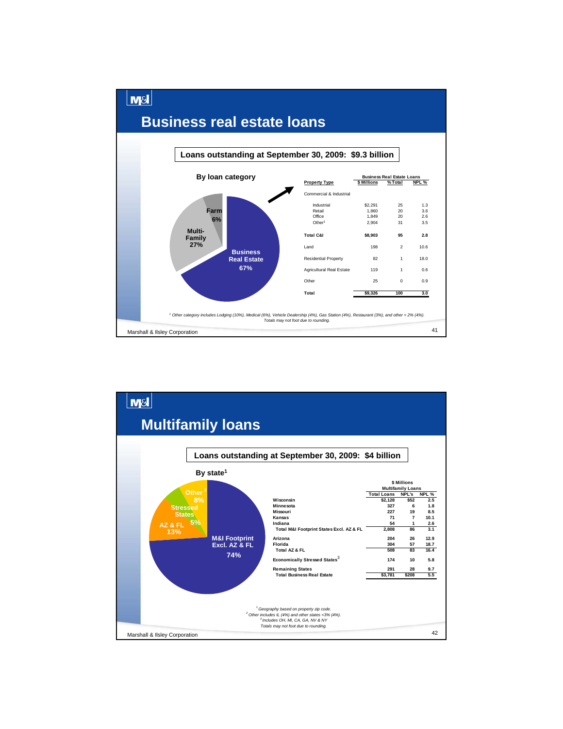# Business real estate loans

**Loans outstanding at September 30, 2009: $9.3 billion**

**By loan category**

- Business Real Estate 67%
- Multi-Family 27%
- Farm 6%

| Property Type | $ Millions | % Total | NPL % |
|---|---|---|---|
| Commercial & Industrial | | | |
| Industrial | $2,291 | 25 | 1.3 |
| Retail | 1,860 | 20 | 3.6 |
| Office | 1,849 | 20 | 2.6 |
| Other[1] | 2,904 | 31 | 3.5 |
| **Total C&I** | **$8,903** | **95** | **2.8** |
| Land | 198 | 2 | 10.6 |
| Residential Property | 82 | 1 | 18.0 |
| Agricultural Real Estate | 119 | 1 | 0.6 |
| Other | 25 | 0 | 0.9 |
| **Total** | **$9,326** | **100** | **3.0** |

*[1] Other category includes Lodging (10%), Medical (6%), Vehicle Dealership (4%), Gas Station (4%), Restaurant (3%), and other < 2% (4%).*
*Totals may not foot due to rounding.*

Marshall & Ilsley Corporation

# Multifamily loans

**Loans outstanding at September 30, 2009: $4 billion**

**By state[1]**

- M&I Footprint Excl. AZ & FL 74%
- AZ & FL 13%
- Stressed States 5%
- Other[2] 8%

| | Total Loans | NPL's | NPL % |
|---|---|---|---|
| Wisconsin | $2,128 | $52 | 2.5 |
| Minnesota | 327 | 6 | 1.8 |
| Missouri | 227 | 19 | 8.5 |
| Kansas | 71 | 7 | 10.1 |
| Indiana | 54 | 1 | 2.6 |
| **Total M&I Footprint States Excl. AZ & FL** | **2,808** | **86** | **3.1** |
| Arizona | 204 | 26 | 12.9 |
| Florida | 304 | 57 | 18.7 |
| **Total AZ & FL** | **508** | **83** | **16.4** |
| Economically Stressed States[3] | 174 | 10 | 5.8 |
| Remaining States | 291 | 28 | 9.7 |
| **Total Business Real Estate** | **$3,781** | **$208** | **5.5** |

($ Millions, Multifamily Loans)

*[1] Geography based on property zip code.*
*[2] Other includes IL (4%) and other states <3% (4%).*
*[3] Includes OH, MI, CA, GA, NV & NY*
*Totals may not foot due to rounding.*

Marshall & Ilsley Corporation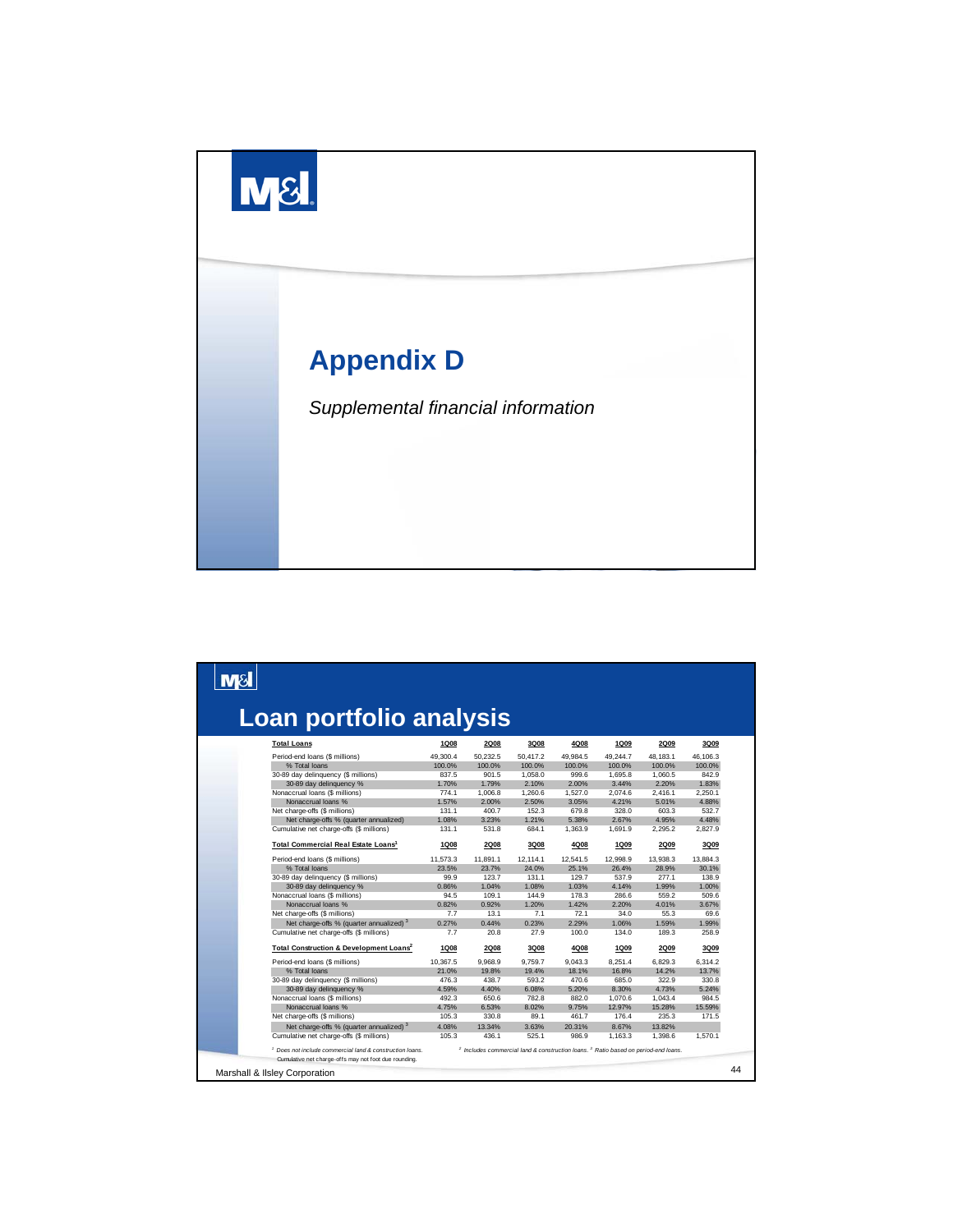# Appendix D

*Supplemental financial information*

# Loan portfolio analysis

| Total Loans | 1Q08 | 2Q08 | 3Q08 | 4Q08 | 1Q09 | 2Q09 | 3Q09 |
|---|---|---|---|---|---|---|---|
| Period-end loans ($ millions) | 49,300.4 | 50,232.5 | 50,417.2 | 49,984.5 | 49,244.7 | 48,183.1 | 46,106.3 |
| % Total loans | 100.0% | 100.0% | 100.0% | 100.0% | 100.0% | 100.0% | 100.0% |
| 30-89 day delinquency ($ millions) | 837.5 | 901.5 | 1,058.0 | 999.6 | 1,695.8 | 1,060.5 | 842.9 |
| 30-89 day delinquency % | 1.70% | 1.79% | 2.10% | 2.00% | 3.44% | 2.20% | 1.83% |
| Nonaccrual loans ($ millions) | 774.1 | 1,006.8 | 1,260.6 | 1,527.0 | 2,074.6 | 2,416.1 | 2,250.1 |
| Nonaccrual loans % | 1.57% | 2.00% | 2.50% | 3.05% | 4.21% | 5.01% | 4.88% |
| Net charge-offs ($ millions) | 131.1 | 400.7 | 152.3 | 679.8 | 328.0 | 603.3 | 532.7 |
| Net charge-offs % (quarter annualized) | 1.08% | 3.23% | 1.21% | 5.38% | 2.67% | 4.95% | 4.48% |
| Cumulative net charge-offs ($ millions) | 131.1 | 531.8 | 684.1 | 1,363.9 | 1,691.9 | 2,295.2 | 2,827.9 |

| Total Commercial Real Estate Loans[1] | 1Q08 | 2Q08 | 3Q08 | 4Q08 | 1Q09 | 2Q09 | 3Q09 |
|---|---|---|---|---|---|---|---|
| Period-end loans ($ millions) | 11,573.3 | 11,891.1 | 12,114.1 | 12,541.5 | 12,998.9 | 13,938.3 | 13,884.3 |
| % Total loans | 23.5% | 23.7% | 24.0% | 25.1% | 26.4% | 28.9% | 30.1% |
| 30-89 day delinquency ($ millions) | 99.9 | 123.7 | 131.1 | 129.7 | 537.9 | 277.1 | 138.9 |
| 30-89 day delinquency % | 0.86% | 1.04% | 1.08% | 1.03% | 4.14% | 1.99% | 1.00% |
| Nonaccrual loans ($ millions) | 94.5 | 109.1 | 144.9 | 178.3 | 286.6 | 559.2 | 509.6 |
| Nonaccrual loans % | 0.82% | 0.92% | 1.20% | 1.42% | 2.20% | 4.01% | 3.67% |
| Net charge-offs ($ millions) | 7.7 | 13.1 | 7.1 | 72.1 | 34.0 | 55.3 | 69.6 |
| Net charge-offs % (quarter annualized)[3] | 0.27% | 0.44% | 0.23% | 2.29% | 1.06% | 1.59% | 1.99% |
| Cumulative net charge-offs ($ millions) | 7.7 | 20.8 | 27.9 | 100.0 | 134.0 | 189.3 | 258.9 |

| Total Construction & Development Loans[2] | 1Q08 | 2Q08 | 3Q08 | 4Q08 | 1Q09 | 2Q09 | 3Q09 |
|---|---|---|---|---|---|---|---|
| Period-end loans ($ millions) | 10,367.5 | 9,968.9 | 9,759.7 | 9,043.3 | 8,251.4 | 6,829.3 | 6,314.2 |
| % Total loans | 21.0% | 19.8% | 19.4% | 18.1% | 16.8% | 14.2% | 13.7% |
| 30-89 day delinquency ($ millions) | 476.3 | 438.7 | 593.2 | 470.6 | 685.0 | 322.9 | 330.8 |
| 30-89 day delinquency % | 4.59% | 4.40% | 6.08% | 5.20% | 8.30% | 4.73% | 5.24% |
| Nonaccrual loans ($ millions) | 492.3 | 650.6 | 782.8 | 882.0 | 1,070.6 | 1,043.4 | 984.5 |
| Nonaccrual loans % | 4.75% | 6.53% | 8.02% | 9.75% | 12.97% | 15.28% | 15.59% |
| Net charge-offs ($ millions) | 105.3 | 330.8 | 89.1 | 461.7 | 176.4 | 235.3 | 171.5 |
| Net charge-offs % (quarter annualized)[3] | 4.08% | 13.34% | 3.63% | 20.31% | 8.67% | 13.82% | |
| Cumulative net charge-offs ($ millions) | 105.3 | 436.1 | 525.1 | 986.9 | 1,163.3 | 1,398.6 | 1,570.1 |

[1] *Does not include commercial land & construction loans.* [2] *Includes commercial land & construction loans.* [3] *Ratio based on period-end loans.*

Cumulative net charge-offs may not foot due rounding.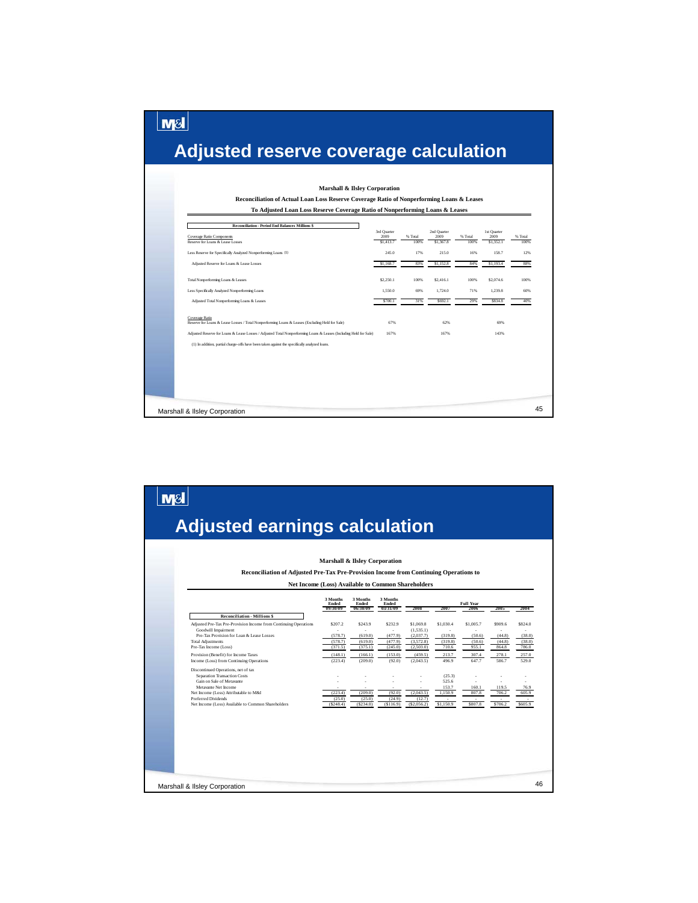# Adjusted reserve coverage calculation

**Marshall & Ilsley Corporation**

**Reconciliation of Actual Loan Loss Reserve Coverage Ratio of Nonperforming Loans & Leases**

**To Adjusted Loan Loss Reserve Coverage Ratio of Nonperforming Loans & Leases**

| Reconciliation - Period End Balances Millions $ | 3rd Quarter 2009 | % Total | 2nd Quarter 2009 | % Total | 1st Quarter 2009 | % Total |
|---|---|---|---|---|---|---|
| Coverage Ratio Components | | | | | | |
| Reserve for Loans & Lease Losses | $1,413.7 | 100% | $1,367.8 | 100% | $1,352.1 | 100% |
| Less Reserve for Specifically Analyzed Nonperforming Loans (1) | 245.0 | 17% | 215.0 | 16% | 158.7 | 12% |
| Adjusted Reserve for Loans & Lease Losses | $1,168.7 | 83% | $1,152.8 | 84% | $1,193.4 | 88% |
| Total Nonperforming Loans & Leases | $2,250.1 | 100% | $2,416.1 | 100% | $2,074.6 | 100% |
| Less Specifically Analyzed Nonperforming Loans | 1,550.0 | 69% | 1,724.0 | 71% | 1,239.8 | 60% |
| Adjusted Total Nonperforming Loans & Leases | $700.1 | 31% | $692.1 | 29% | $834.8 | 40% |
| Coverage Ratio | | | | | | |
| Reserve for Loans & Lease Losses / Total Nonperforming Loans & Leases (Excluding Held for Sale) | 67% | | 62% | | 69% | |
| Adjusted Reserve for Loans & Lease Losses / Adjusted Total Nonperforming Loans & Leases (Including Held for Sale) | 167% | | 167% | | 143% | |

(1) In addition, partial charge-offs have been taken against the specifically analyzed loans.

Marshall & Ilsley Corporation

# Adjusted earnings calculation

**Marshall & Ilsley Corporation**

**Reconciliation of Adjusted Pre-Tax Pre-Provision Income from Continuing Operations to**

**Net Income (Loss) Available to Common Shareholders**

| Reconciliation - Millions $ | 3 Months Ended 09/30/09 | 3 Months Ended 06/30/09 | 3 Months Ended 03/31/09 | 2008 | 2007 | Full Year 2006 | 2005 | 2004 |
|---|---|---|---|---|---|---|---|---|
| Adjusted Pre-Tax Pre-Provision Income from Continuing Operations | $207.2 | $243.9 | $232.9 | $1,069.8 | $1,030.4 | $1,005.7 | $909.6 | $824.0 |
| Goodwill Impairment | - | - | - | (1,535.1) | - | - | - | - |
| Pre-Tax Provision for Loan & Lease Losses | (578.7) | (619.0) | (477.9) | (2,037.7) | (319.8) | (50.6) | (44.8) | (38.0) |
| Total Adjustments | (578.7) | (619.0) | (477.9) | (3,572.8) | (319.8) | (50.6) | (44.8) | (38.0) |
| Pre-Tax Income (Loss) | (371.5) | (375.1) | (245.0) | (2,503.0) | 710.6 | 955.1 | 864.8 | 786.0 |
| Provision (Benefit) for Income Taxes | (148.1) | (166.1) | (153.0) | (459.5) | 213.7 | 307.4 | 278.1 | 257.0 |
| Income (Loss) from Continuing Operations | (223.4) | (209.0) | (92.0) | (2,043.5) | 496.9 | 647.7 | 586.7 | 529.0 |
| Discontinued Operations, net of tax | | | | | | | | |
| Separation Transaction Costs | - | - | - | - | (25.3) | - | - | - |
| Gain on Sale of Metavante | - | - | - | - | 525.6 | - | - | - |
| Metavante Net Income | - | - | - | - | 153.7 | 160.1 | 119.5 | 76.9 |
| Net Income (Loss) Attributable to M&I | (223.4) | (209.0) | (92.0) | (2,043.5) | 1,150.9 | 807.8 | 706.2 | 605.9 |
| Preferred Dividends | (25.0) | (25.0) | (24.9) | (12.7) | - | - | - | - |
| Net Income (Loss) Available to Common Shareholders | ($248.4) | ($234.0) | ($116.9) | ($2,056.2) | $1,150.9 | $807.8 | $706.2 | $605.9 |

Marshall & Ilsley Corporation